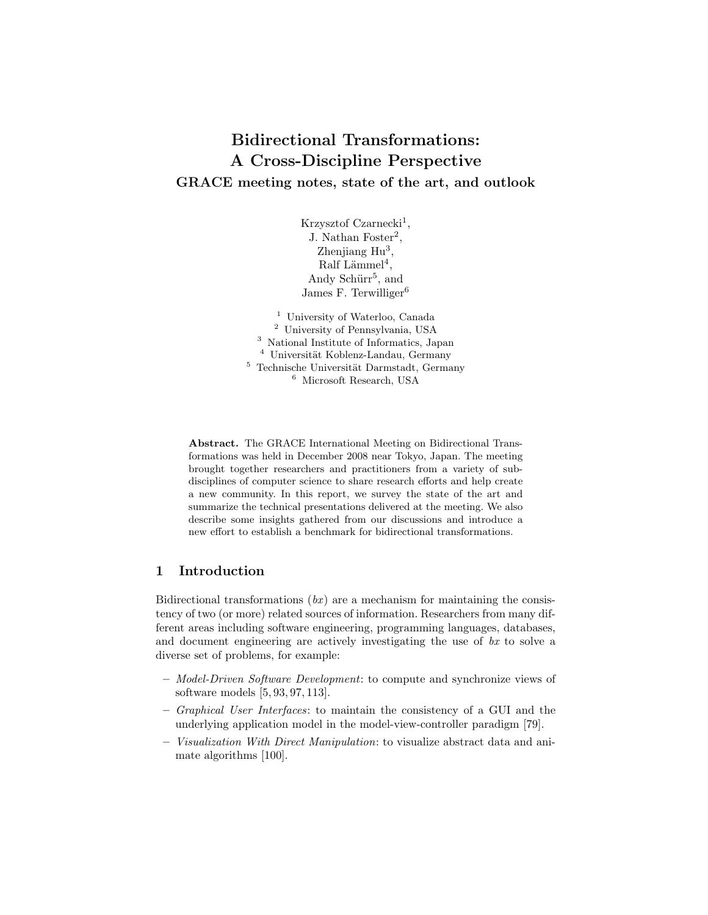# Bidirectional Transformations: A Cross-Discipline Perspective

## GRACE meeting notes, state of the art, and outlook

Krzysztof Czarnecki[1],
J. Nathan Foster[2],
Zhenjiang Hu[3],
Ralf Lämmel[4],
Andy Schürr[5], and
James F. Terwilliger[6]

[1] University of Waterloo, Canada
[2] University of Pennsylvania, USA
[3] National Institute of Informatics, Japan
[4] Universität Koblenz-Landau, Germany
[5] Technische Universität Darmstadt, Germany
[6] Microsoft Research, USA

**Abstract.** The GRACE International Meeting on Bidirectional Transformations was held in December 2008 near Tokyo, Japan. The meeting brought together researchers and practitioners from a variety of subdisciplines of computer science to share research efforts and help create a new community. In this report, we survey the state of the art and summarize the technical presentations delivered at the meeting. We also describe some insights gathered from our discussions and introduce a new effort to establish a benchmark for bidirectional transformations.

## 1 Introduction

Bidirectional transformations (*bx*) are a mechanism for maintaining the consistency of two (or more) related sources of information. Researchers from many different areas including software engineering, programming languages, databases, and document engineering are actively investigating the use of *bx* to solve a diverse set of problems, for example:

- *Model-Driven Software Development*: to compute and synchronize views of software models [5, 93, 97, 113].
- *Graphical User Interfaces*: to maintain the consistency of a GUI and the underlying application model in the model-view-controller paradigm [79].
- *Visualization With Direct Manipulation*: to visualize abstract data and animate algorithms [100].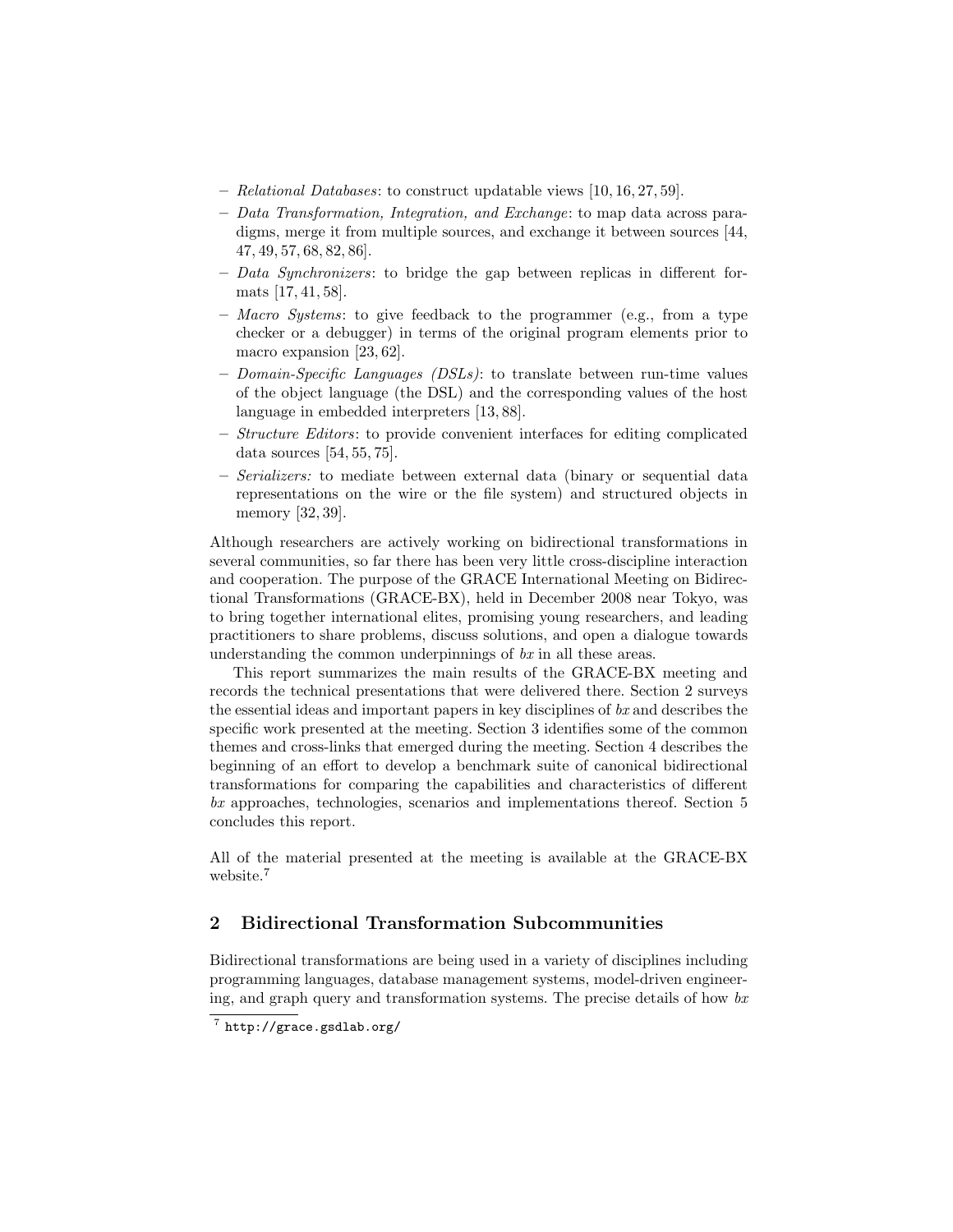– *Relational Databases*: to construct updatable views [10, 16, 27, 59].
– *Data Transformation, Integration, and Exchange*: to map data across paradigms, merge it from multiple sources, and exchange it between sources [44, 47, 49, 57, 68, 82, 86].
– *Data Synchronizers*: to bridge the gap between replicas in different formats [17, 41, 58].
– *Macro Systems*: to give feedback to the programmer (e.g., from a type checker or a debugger) in terms of the original program elements prior to macro expansion [23, 62].
– *Domain-Specific Languages (DSLs)*: to translate between run-time values of the object language (the DSL) and the corresponding values of the host language in embedded interpreters [13, 88].
– *Structure Editors*: to provide convenient interfaces for editing complicated data sources [54, 55, 75].
– *Serializers:* to mediate between external data (binary or sequential data representations on the wire or the file system) and structured objects in memory [32, 39].

Although researchers are actively working on bidirectional transformations in several communities, so far there has been very little cross-discipline interaction and cooperation. The purpose of the GRACE International Meeting on Bidirectional Transformations (GRACE-BX), held in December 2008 near Tokyo, was to bring together international elites, promising young researchers, and leading practitioners to share problems, discuss solutions, and open a dialogue towards understanding the common underpinnings of *bx* in all these areas.

This report summarizes the main results of the GRACE-BX meeting and records the technical presentations that were delivered there. Section 2 surveys the essential ideas and important papers in key disciplines of *bx* and describes the specific work presented at the meeting. Section 3 identifies some of the common themes and cross-links that emerged during the meeting. Section 4 describes the beginning of an effort to develop a benchmark suite of canonical bidirectional transformations for comparing the capabilities and characteristics of different *bx* approaches, technologies, scenarios and implementations thereof. Section 5 concludes this report.

All of the material presented at the meeting is available at the GRACE-BX website.[7]

## 2 Bidirectional Transformation Subcommunities

Bidirectional transformations are being used in a variety of disciplines including programming languages, database management systems, model-driven engineering, and graph query and transformation systems. The precise details of how *bx*

[7] `http://grace.gsdlab.org/`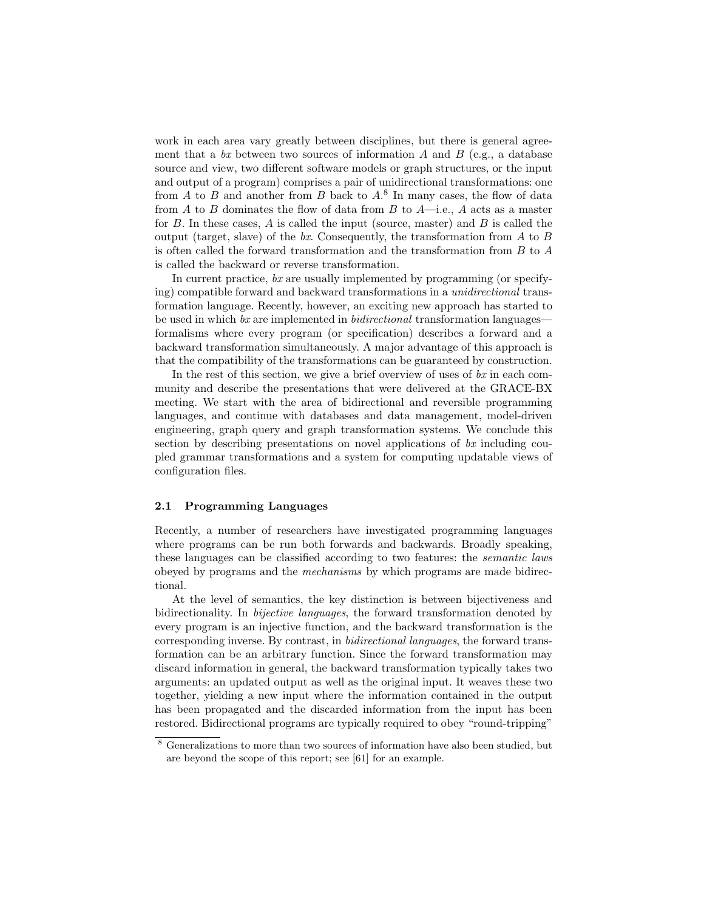work in each area vary greatly between disciplines, but there is general agreement that a *bx* between two sources of information $A$ and $B$ (e.g., a database source and view, two different software models or graph structures, or the input and output of a program) comprises a pair of unidirectional transformations: one from $A$ to $B$ and another from $B$ back to $A$.[8] In many cases, the flow of data from $A$ to $B$ dominates the flow of data from $B$ to $A$—i.e., $A$ acts as a master for $B$. In these cases, $A$ is called the input (source, master) and $B$ is called the output (target, slave) of the *bx*. Consequently, the transformation from $A$ to $B$ is often called the forward transformation and the transformation from $B$ to $A$ is called the backward or reverse transformation.

In current practice, *bx* are usually implemented by programming (or specifying) compatible forward and backward transformations in a *unidirectional* transformation language. Recently, however, an exciting new approach has started to be used in which *bx* are implemented in *bidirectional* transformation languages—formalisms where every program (or specification) describes a forward and a backward transformation simultaneously. A major advantage of this approach is that the compatibility of the transformations can be guaranteed by construction.

In the rest of this section, we give a brief overview of uses of *bx* in each community and describe the presentations that were delivered at the GRACE-BX meeting. We start with the area of bidirectional and reversible programming languages, and continue with databases and data management, model-driven engineering, graph query and graph transformation systems. We conclude this section by describing presentations on novel applications of *bx* including coupled grammar transformations and a system for computing updatable views of configuration files.

### 2.1 Programming Languages

Recently, a number of researchers have investigated programming languages where programs can be run both forwards and backwards. Broadly speaking, these languages can be classified according to two features: the *semantic laws* obeyed by programs and the *mechanisms* by which programs are made bidirectional.

At the level of semantics, the key distinction is between bijectiveness and bidirectionality. In *bijective languages*, the forward transformation denoted by every program is an injective function, and the backward transformation is the corresponding inverse. By contrast, in *bidirectional languages*, the forward transformation can be an arbitrary function. Since the forward transformation may discard information in general, the backward transformation typically takes two arguments: an updated output as well as the original input. It weaves these two together, yielding a new input where the information contained in the output has been propagated and the discarded information from the input has been restored. Bidirectional programs are typically required to obey "round-tripping"

[8] Generalizations to more than two sources of information have also been studied, but are beyond the scope of this report; see [61] for an example.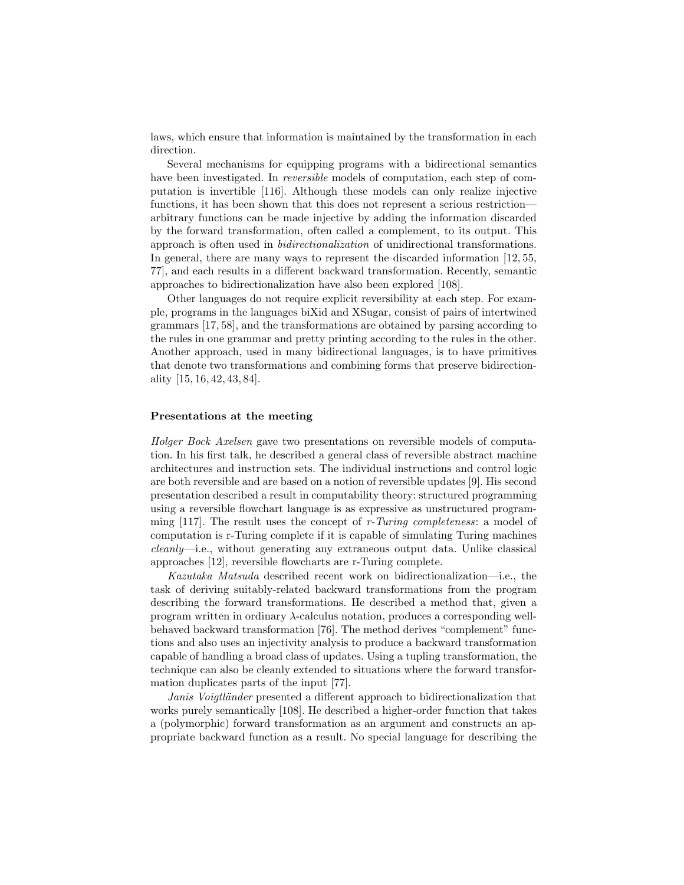laws, which ensure that information is maintained by the transformation in each direction.

Several mechanisms for equipping programs with a bidirectional semantics have been investigated. In *reversible* models of computation, each step of computation is invertible [116]. Although these models can only realize injective functions, it has been shown that this does not represent a serious restriction—arbitrary functions can be made injective by adding the information discarded by the forward transformation, often called a complement, to its output. This approach is often used in *bidirectionalization* of unidirectional transformations. In general, there are many ways to represent the discarded information [12, 55, 77], and each results in a different backward transformation. Recently, semantic approaches to bidirectionalization have also been explored [108].

Other languages do not require explicit reversibility at each step. For example, programs in the languages biXid and XSugar, consist of pairs of intertwined grammars [17, 58], and the transformations are obtained by parsing according to the rules in one grammar and pretty printing according to the rules in the other. Another approach, used in many bidirectional languages, is to have primitives that denote two transformations and combining forms that preserve bidirectionality [15, 16, 42, 43, 84].

**Presentations at the meeting**

*Holger Bock Axelsen* gave two presentations on reversible models of computation. In his first talk, he described a general class of reversible abstract machine architectures and instruction sets. The individual instructions and control logic are both reversible and are based on a notion of reversible updates [9]. His second presentation described a result in computability theory: structured programming using a reversible flowchart language is as expressive as unstructured programming [117]. The result uses the concept of *r-Turing completeness*: a model of computation is r-Turing complete if it is capable of simulating Turing machines *cleanly*—i.e., without generating any extraneous output data. Unlike classical approaches [12], reversible flowcharts are r-Turing complete.

*Kazutaka Matsuda* described recent work on bidirectionalization—i.e., the task of deriving suitably-related backward transformations from the program describing the forward transformations. He described a method that, given a program written in ordinary $\lambda$-calculus notation, produces a corresponding well-behaved backward transformation [76]. The method derives "complement" functions and also uses an injectivity analysis to produce a backward transformation capable of handling a broad class of updates. Using a tupling transformation, the technique can also be cleanly extended to situations where the forward transformation duplicates parts of the input [77].

*Janis Voigtländer* presented a different approach to bidirectionalization that works purely semantically [108]. He described a higher-order function that takes a (polymorphic) forward transformation as an argument and constructs an appropriate backward function as a result. No special language for describing the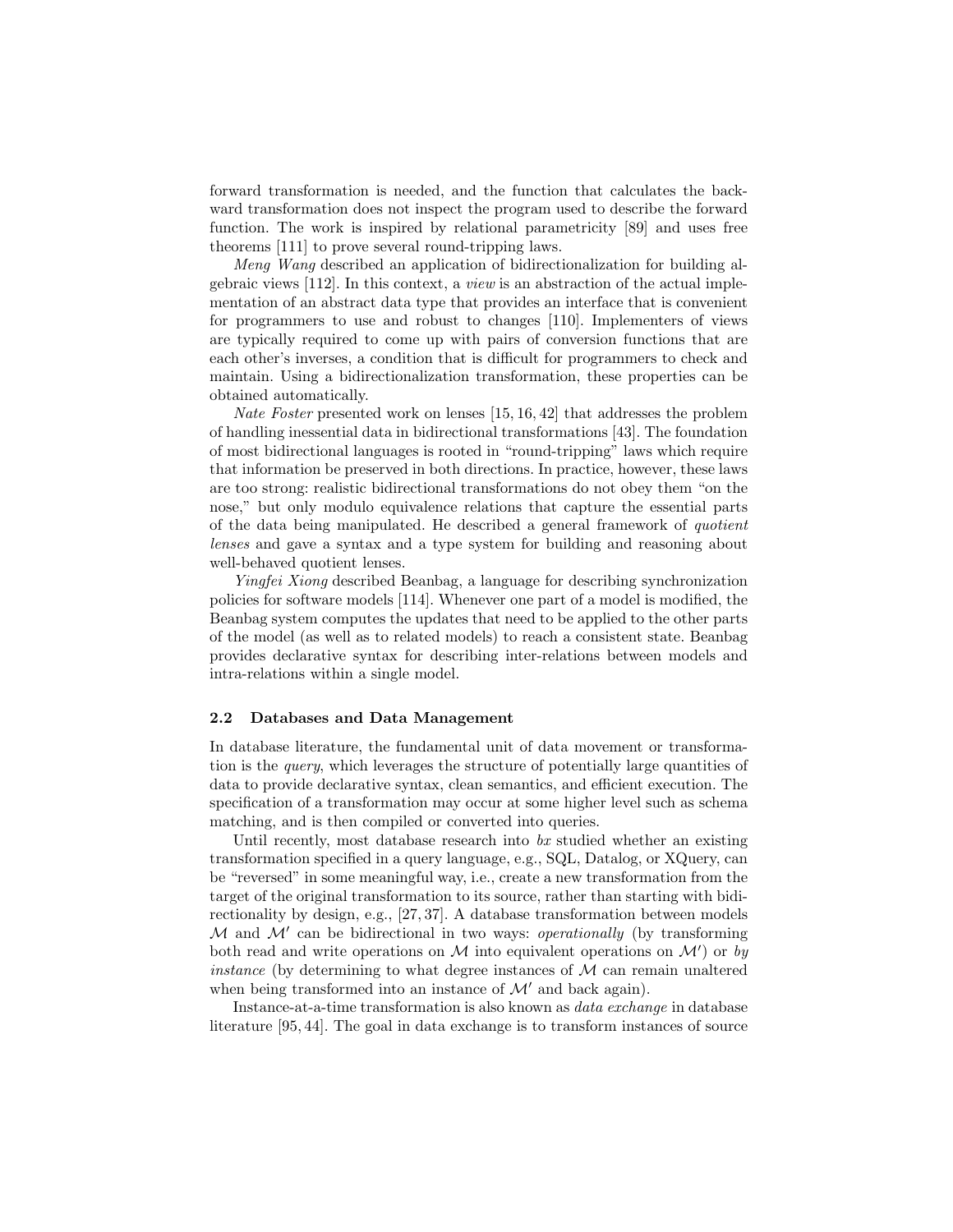forward transformation is needed, and the function that calculates the backward transformation does not inspect the program used to describe the forward function. The work is inspired by relational parametricity [89] and uses free theorems [111] to prove several round-tripping laws.

*Meng Wang* described an application of bidirectionalization for building algebraic views [112]. In this context, a *view* is an abstraction of the actual implementation of an abstract data type that provides an interface that is convenient for programmers to use and robust to changes [110]. Implementers of views are typically required to come up with pairs of conversion functions that are each other's inverses, a condition that is difficult for programmers to check and maintain. Using a bidirectionalization transformation, these properties can be obtained automatically.

*Nate Foster* presented work on lenses [15, 16, 42] that addresses the problem of handling inessential data in bidirectional transformations [43]. The foundation of most bidirectional languages is rooted in "round-tripping" laws which require that information be preserved in both directions. In practice, however, these laws are too strong: realistic bidirectional transformations do not obey them "on the nose," but only modulo equivalence relations that capture the essential parts of the data being manipulated. He described a general framework of *quotient lenses* and gave a syntax and a type system for building and reasoning about well-behaved quotient lenses.

*Yingfei Xiong* described Beanbag, a language for describing synchronization policies for software models [114]. Whenever one part of a model is modified, the Beanbag system computes the updates that need to be applied to the other parts of the model (as well as to related models) to reach a consistent state. Beanbag provides declarative syntax for describing inter-relations between models and intra-relations within a single model.

### 2.2 Databases and Data Management

In database literature, the fundamental unit of data movement or transformation is the *query*, which leverages the structure of potentially large quantities of data to provide declarative syntax, clean semantics, and efficient execution. The specification of a transformation may occur at some higher level such as schema matching, and is then compiled or converted into queries.

Until recently, most database research into *bx* studied whether an existing transformation specified in a query language, e.g., SQL, Datalog, or XQuery, can be "reversed" in some meaningful way, i.e., create a new transformation from the target of the original transformation to its source, rather than starting with bidirectionality by design, e.g., [27, 37]. A database transformation between models $\mathcal{M}$ and $\mathcal{M}'$ can be bidirectional in two ways: *operationally* (by transforming both read and write operations on $\mathcal{M}$ into equivalent operations on $\mathcal{M}'$) or *by instance* (by determining to what degree instances of $\mathcal{M}$ can remain unaltered when being transformed into an instance of $\mathcal{M}'$ and back again).

Instance-at-a-time transformation is also known as *data exchange* in database literature [95, 44]. The goal in data exchange is to transform instances of source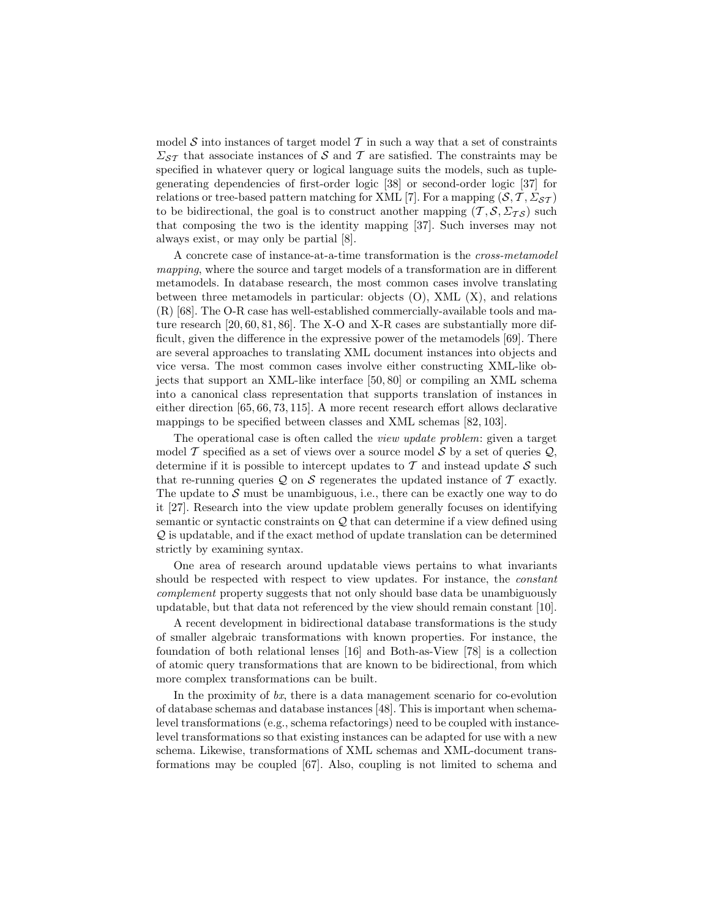model $\mathcal{S}$ into instances of target model $\mathcal{T}$ in such a way that a set of constraints $\Sigma_{\mathcal{ST}}$ that associate instances of $\mathcal{S}$ and $\mathcal{T}$ are satisfied. The constraints may be specified in whatever query or logical language suits the models, such as tuple-generating dependencies of first-order logic [38] or second-order logic [37] for relations or tree-based pattern matching for XML [7]. For a mapping $(\mathcal{S}, \mathcal{T}, \Sigma_{\mathcal{ST}})$ to be bidirectional, the goal is to construct another mapping $(\mathcal{T}, \mathcal{S}, \Sigma_{\mathcal{TS}})$ such that composing the two is the identity mapping [37]. Such inverses may not always exist, or may only be partial [8].

A concrete case of instance-at-a-time transformation is the *cross-metamodel mapping*, where the source and target models of a transformation are in different metamodels. In database research, the most common cases involve translating between three metamodels in particular: objects (O), XML (X), and relations (R) [68]. The O-R case has well-established commercially-available tools and mature research [20, 60, 81, 86]. The X-O and X-R cases are substantially more difficult, given the difference in the expressive power of the metamodels [69]. There are several approaches to translating XML document instances into objects and vice versa. The most common cases involve either constructing XML-like objects that support an XML-like interface [50, 80] or compiling an XML schema into a canonical class representation that supports translation of instances in either direction [65, 66, 73, 115]. A more recent research effort allows declarative mappings to be specified between classes and XML schemas [82, 103].

The operational case is often called the *view update problem*: given a target model $\mathcal{T}$ specified as a set of views over a source model $\mathcal{S}$ by a set of queries $\mathcal{Q}$, determine if it is possible to intercept updates to $\mathcal{T}$ and instead update $\mathcal{S}$ such that re-running queries $\mathcal{Q}$ on $\mathcal{S}$ regenerates the updated instance of $\mathcal{T}$ exactly. The update to $\mathcal{S}$ must be unambiguous, i.e., there can be exactly one way to do it [27]. Research into the view update problem generally focuses on identifying semantic or syntactic constraints on $\mathcal{Q}$ that can determine if a view defined using $\mathcal{Q}$ is updatable, and if the exact method of update translation can be determined strictly by examining syntax.

One area of research around updatable views pertains to what invariants should be respected with respect to view updates. For instance, the *constant complement* property suggests that not only should base data be unambiguously updatable, but that data not referenced by the view should remain constant [10].

A recent development in bidirectional database transformations is the study of smaller algebraic transformations with known properties. For instance, the foundation of both relational lenses [16] and Both-as-View [78] is a collection of atomic query transformations that are known to be bidirectional, from which more complex transformations can be built.

In the proximity of *bx*, there is a data management scenario for co-evolution of database schemas and database instances [48]. This is important when schema-level transformations (e.g., schema refactorings) need to be coupled with instance-level transformations so that existing instances can be adapted for use with a new schema. Likewise, transformations of XML schemas and XML-document transformations may be coupled [67]. Also, coupling is not limited to schema and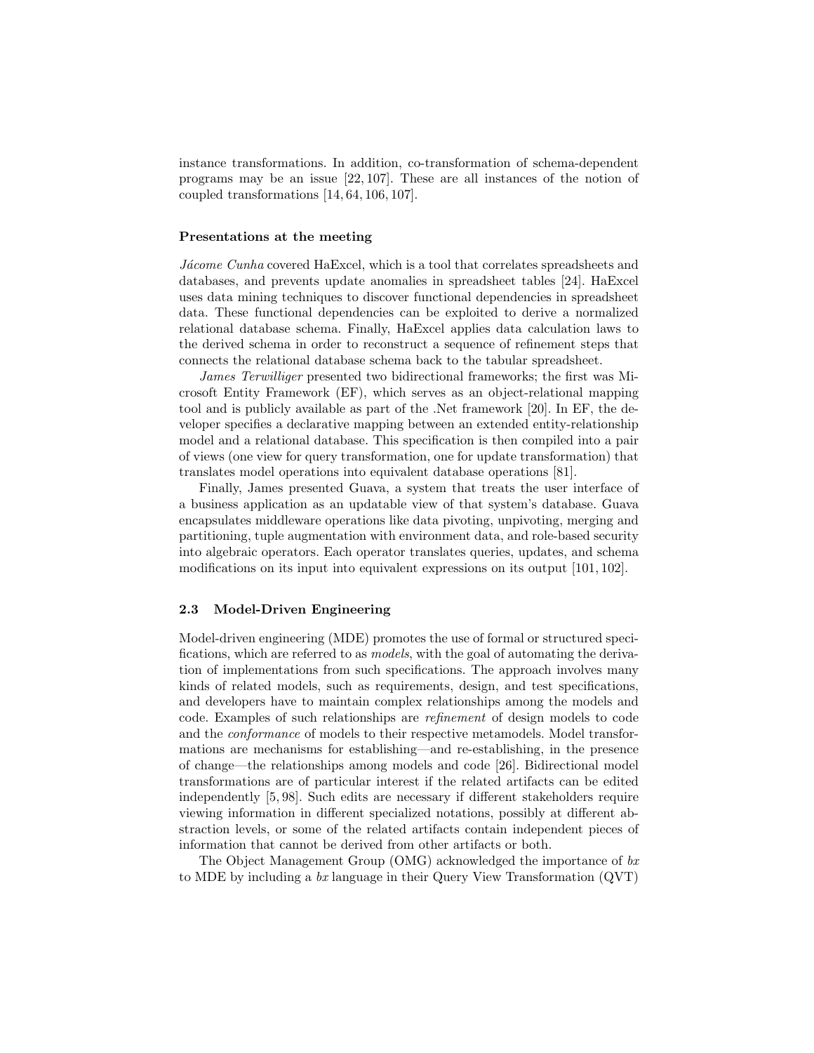instance transformations. In addition, co-transformation of schema-dependent programs may be an issue [22, 107]. These are all instances of the notion of coupled transformations [14, 64, 106, 107].

#### Presentations at the meeting

*Jácome Cunha* covered HaExcel, which is a tool that correlates spreadsheets and databases, and prevents update anomalies in spreadsheet tables [24]. HaExcel uses data mining techniques to discover functional dependencies in spreadsheet data. These functional dependencies can be exploited to derive a normalized relational database schema. Finally, HaExcel applies data calculation laws to the derived schema in order to reconstruct a sequence of refinement steps that connects the relational database schema back to the tabular spreadsheet.

*James Terwilliger* presented two bidirectional frameworks; the first was Microsoft Entity Framework (EF), which serves as an object-relational mapping tool and is publicly available as part of the .Net framework [20]. In EF, the developer specifies a declarative mapping between an extended entity-relationship model and a relational database. This specification is then compiled into a pair of views (one view for query transformation, one for update transformation) that translates model operations into equivalent database operations [81].

Finally, James presented Guava, a system that treats the user interface of a business application as an updatable view of that system's database. Guava encapsulates middleware operations like data pivoting, unpivoting, merging and partitioning, tuple augmentation with environment data, and role-based security into algebraic operators. Each operator translates queries, updates, and schema modifications on its input into equivalent expressions on its output [101, 102].

### 2.3 Model-Driven Engineering

Model-driven engineering (MDE) promotes the use of formal or structured specifications, which are referred to as *models*, with the goal of automating the derivation of implementations from such specifications. The approach involves many kinds of related models, such as requirements, design, and test specifications, and developers have to maintain complex relationships among the models and code. Examples of such relationships are *refinement* of design models to code and the *conformance* of models to their respective metamodels. Model transformations are mechanisms for establishing—and re-establishing, in the presence of change—the relationships among models and code [26]. Bidirectional model transformations are of particular interest if the related artifacts can be edited independently [5, 98]. Such edits are necessary if different stakeholders require viewing information in different specialized notations, possibly at different abstraction levels, or some of the related artifacts contain independent pieces of information that cannot be derived from other artifacts or both.

The Object Management Group (OMG) acknowledged the importance of *bx* to MDE by including a *bx* language in their Query View Transformation (QVT)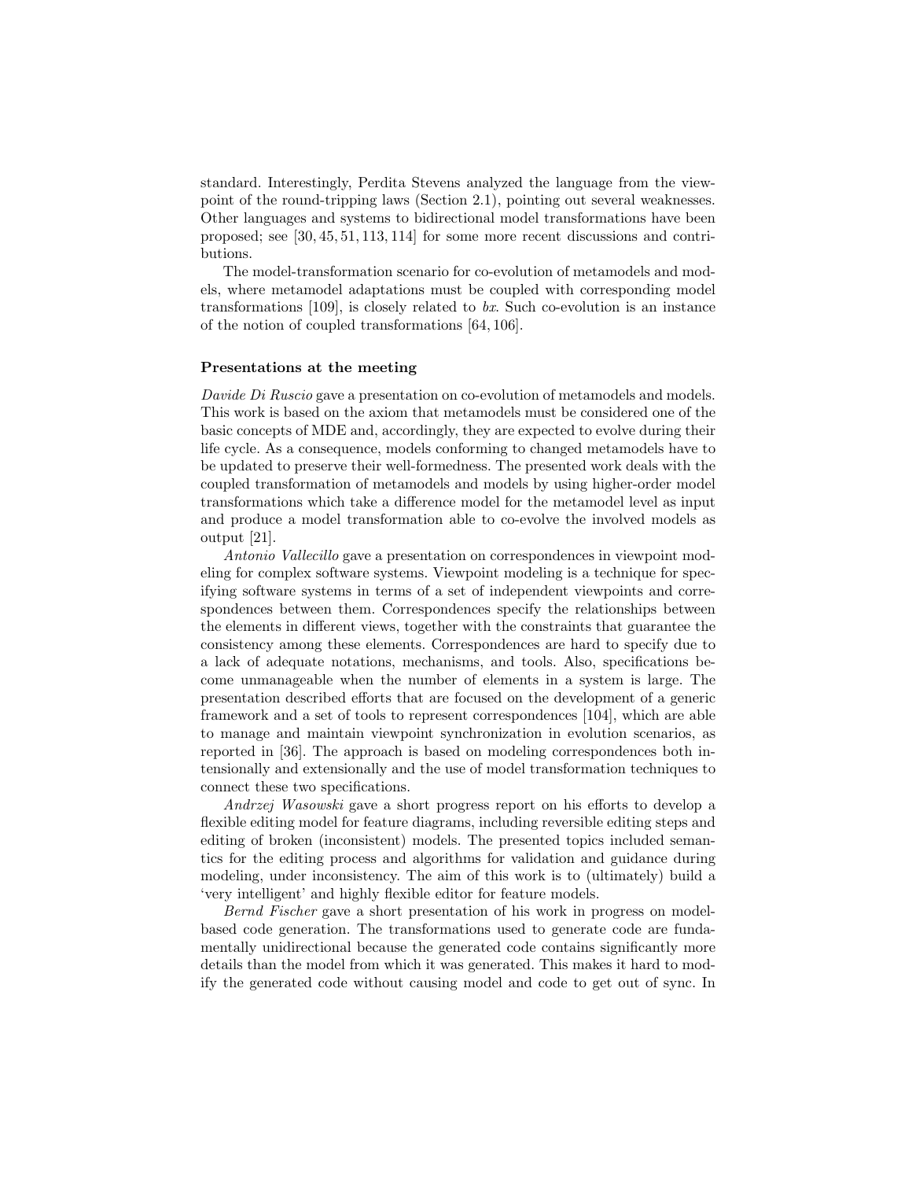standard. Interestingly, Perdita Stevens analyzed the language from the viewpoint of the round-tripping laws (Section 2.1), pointing out several weaknesses. Other languages and systems to bidirectional model transformations have been proposed; see [30, 45, 51, 113, 114] for some more recent discussions and contributions.

The model-transformation scenario for co-evolution of metamodels and models, where metamodel adaptations must be coupled with corresponding model transformations [109], is closely related to *bx*. Such co-evolution is an instance of the notion of coupled transformations [64, 106].

#### Presentations at the meeting

*Davide Di Ruscio* gave a presentation on co-evolution of metamodels and models. This work is based on the axiom that metamodels must be considered one of the basic concepts of MDE and, accordingly, they are expected to evolve during their life cycle. As a consequence, models conforming to changed metamodels have to be updated to preserve their well-formedness. The presented work deals with the coupled transformation of metamodels and models by using higher-order model transformations which take a difference model for the metamodel level as input and produce a model transformation able to co-evolve the involved models as output [21].

*Antonio Vallecillo* gave a presentation on correspondences in viewpoint modeling for complex software systems. Viewpoint modeling is a technique for specifying software systems in terms of a set of independent viewpoints and correspondences between them. Correspondences specify the relationships between the elements in different views, together with the constraints that guarantee the consistency among these elements. Correspondences are hard to specify due to a lack of adequate notations, mechanisms, and tools. Also, specifications become unmanageable when the number of elements in a system is large. The presentation described efforts that are focused on the development of a generic framework and a set of tools to represent correspondences [104], which are able to manage and maintain viewpoint synchronization in evolution scenarios, as reported in [36]. The approach is based on modeling correspondences both intensionally and extensionally and the use of model transformation techniques to connect these two specifications.

*Andrzej Wasowski* gave a short progress report on his efforts to develop a flexible editing model for feature diagrams, including reversible editing steps and editing of broken (inconsistent) models. The presented topics included semantics for the editing process and algorithms for validation and guidance during modeling, under inconsistency. The aim of this work is to (ultimately) build a 'very intelligent' and highly flexible editor for feature models.

*Bernd Fischer* gave a short presentation of his work in progress on model-based code generation. The transformations used to generate code are fundamentally unidirectional because the generated code contains significantly more details than the model from which it was generated. This makes it hard to modify the generated code without causing model and code to get out of sync. In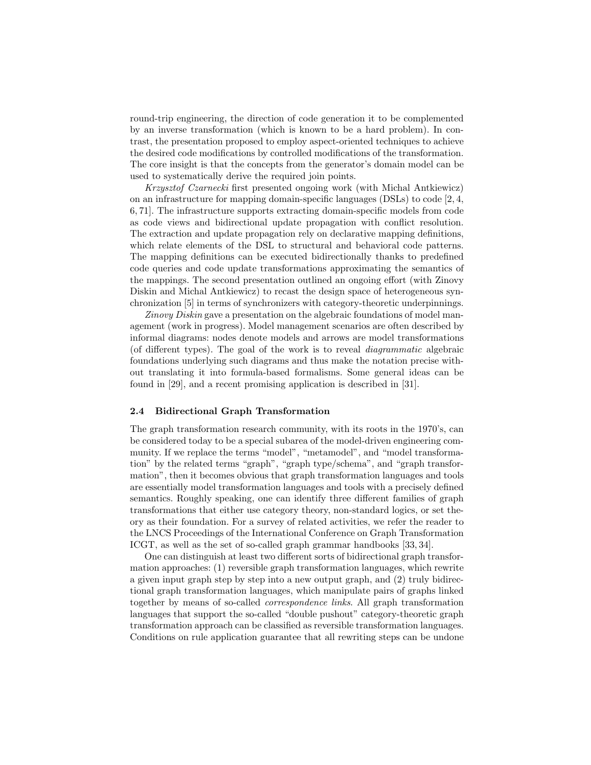round-trip engineering, the direction of code generation it to be complemented by an inverse transformation (which is known to be a hard problem). In contrast, the presentation proposed to employ aspect-oriented techniques to achieve the desired code modifications by controlled modifications of the transformation. The core insight is that the concepts from the generator's domain model can be used to systematically derive the required join points.

*Krzysztof Czarnecki* first presented ongoing work (with Michal Antkiewicz) on an infrastructure for mapping domain-specific languages (DSLs) to code [2, 4, 6, 71]. The infrastructure supports extracting domain-specific models from code as code views and bidirectional update propagation with conflict resolution. The extraction and update propagation rely on declarative mapping definitions, which relate elements of the DSL to structural and behavioral code patterns. The mapping definitions can be executed bidirectionally thanks to predefined code queries and code update transformations approximating the semantics of the mappings. The second presentation outlined an ongoing effort (with Zinovy Diskin and Michal Antkiewicz) to recast the design space of heterogeneous synchronization [5] in terms of synchronizers with category-theoretic underpinnings.

*Zinovy Diskin* gave a presentation on the algebraic foundations of model management (work in progress). Model management scenarios are often described by informal diagrams: nodes denote models and arrows are model transformations (of different types). The goal of the work is to reveal *diagrammatic* algebraic foundations underlying such diagrams and thus make the notation precise without translating it into formula-based formalisms. Some general ideas can be found in [29], and a recent promising application is described in [31].

### 2.4 Bidirectional Graph Transformation

The graph transformation research community, with its roots in the 1970's, can be considered today to be a special subarea of the model-driven engineering community. If we replace the terms "model", "metamodel", and "model transformation" by the related terms "graph", "graph type/schema", and "graph transformation", then it becomes obvious that graph transformation languages and tools are essentially model transformation languages and tools with a precisely defined semantics. Roughly speaking, one can identify three different families of graph transformations that either use category theory, non-standard logics, or set theory as their foundation. For a survey of related activities, we refer the reader to the LNCS Proceedings of the International Conference on Graph Transformation ICGT, as well as the set of so-called graph grammar handbooks [33, 34].

One can distinguish at least two different sorts of bidirectional graph transformation approaches: (1) reversible graph transformation languages, which rewrite a given input graph step by step into a new output graph, and (2) truly bidirectional graph transformation languages, which manipulate pairs of graphs linked together by means of so-called *correspondence links*. All graph transformation languages that support the so-called "double pushout" category-theoretic graph transformation approach can be classified as reversible transformation languages. Conditions on rule application guarantee that all rewriting steps can be undone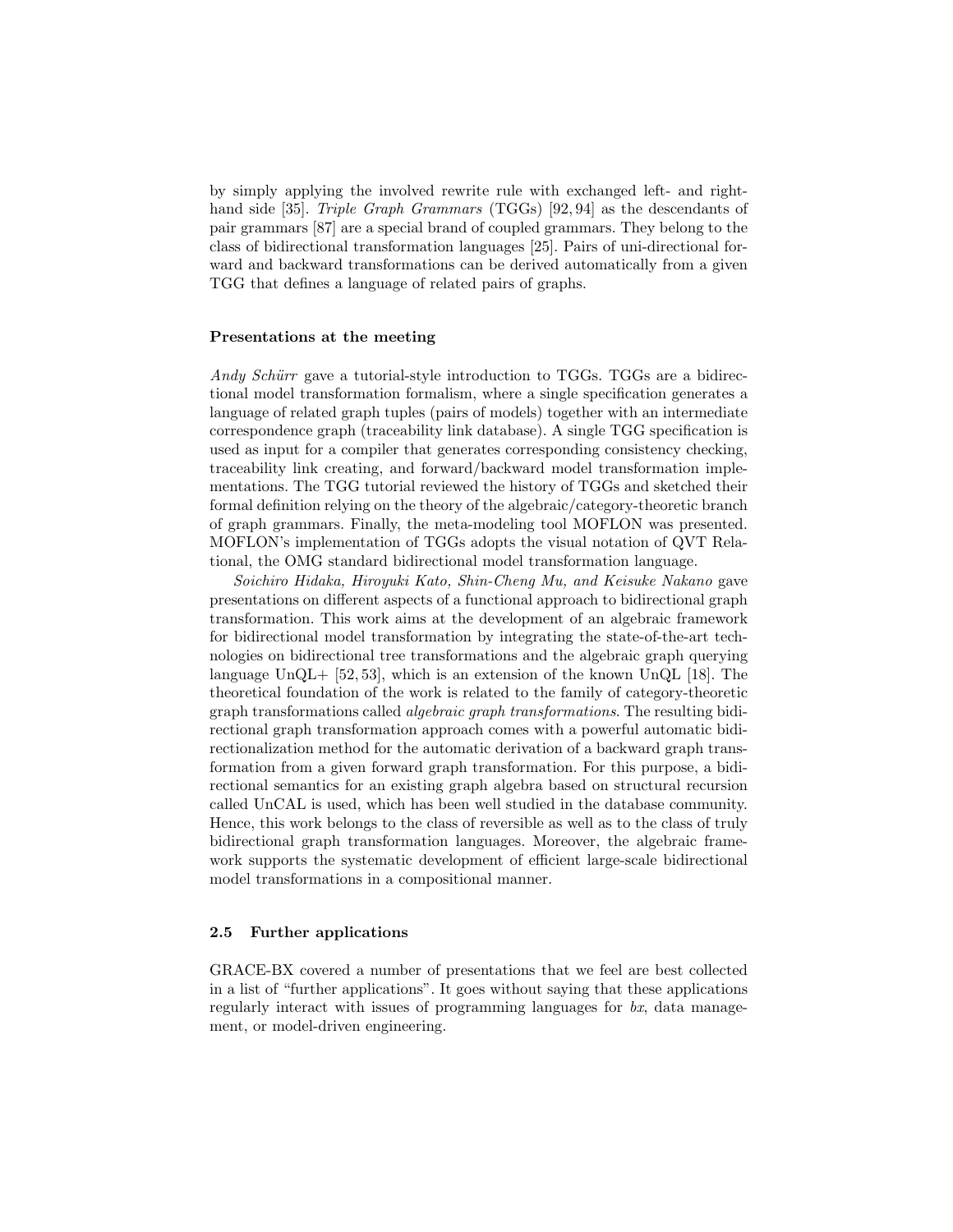by simply applying the involved rewrite rule with exchanged left- and right-hand side [35]. *Triple Graph Grammars* (TGGs) [92, 94] as the descendants of pair grammars [87] are a special brand of coupled grammars. They belong to the class of bidirectional transformation languages [25]. Pairs of uni-directional forward and backward transformations can be derived automatically from a given TGG that defines a language of related pairs of graphs.

#### Presentations at the meeting

*Andy Schürr* gave a tutorial-style introduction to TGGs. TGGs are a bidirectional model transformation formalism, where a single specification generates a language of related graph tuples (pairs of models) together with an intermediate correspondence graph (traceability link database). A single TGG specification is used as input for a compiler that generates corresponding consistency checking, traceability link creating, and forward/backward model transformation implementations. The TGG tutorial reviewed the history of TGGs and sketched their formal definition relying on the theory of the algebraic/category-theoretic branch of graph grammars. Finally, the meta-modeling tool MOFLON was presented. MOFLON's implementation of TGGs adopts the visual notation of QVT Relational, the OMG standard bidirectional model transformation language.

*Soichiro Hidaka, Hiroyuki Kato, Shin-Cheng Mu, and Keisuke Nakano* gave presentations on different aspects of a functional approach to bidirectional graph transformation. This work aims at the development of an algebraic framework for bidirectional model transformation by integrating the state-of-the-art technologies on bidirectional tree transformations and the algebraic graph querying language UnQL+ [52, 53], which is an extension of the known UnQL [18]. The theoretical foundation of the work is related to the family of category-theoretic graph transformations called *algebraic graph transformations*. The resulting bidirectional graph transformation approach comes with a powerful automatic bidirectionalization method for the automatic derivation of a backward graph transformation from a given forward graph transformation. For this purpose, a bidirectional semantics for an existing graph algebra based on structural recursion called UnCAL is used, which has been well studied in the database community. Hence, this work belongs to the class of reversible as well as to the class of truly bidirectional graph transformation languages. Moreover, the algebraic framework supports the systematic development of efficient large-scale bidirectional model transformations in a compositional manner.

### 2.5 Further applications

GRACE-BX covered a number of presentations that we feel are best collected in a list of "further applications". It goes without saying that these applications regularly interact with issues of programming languages for *bx*, data management, or model-driven engineering.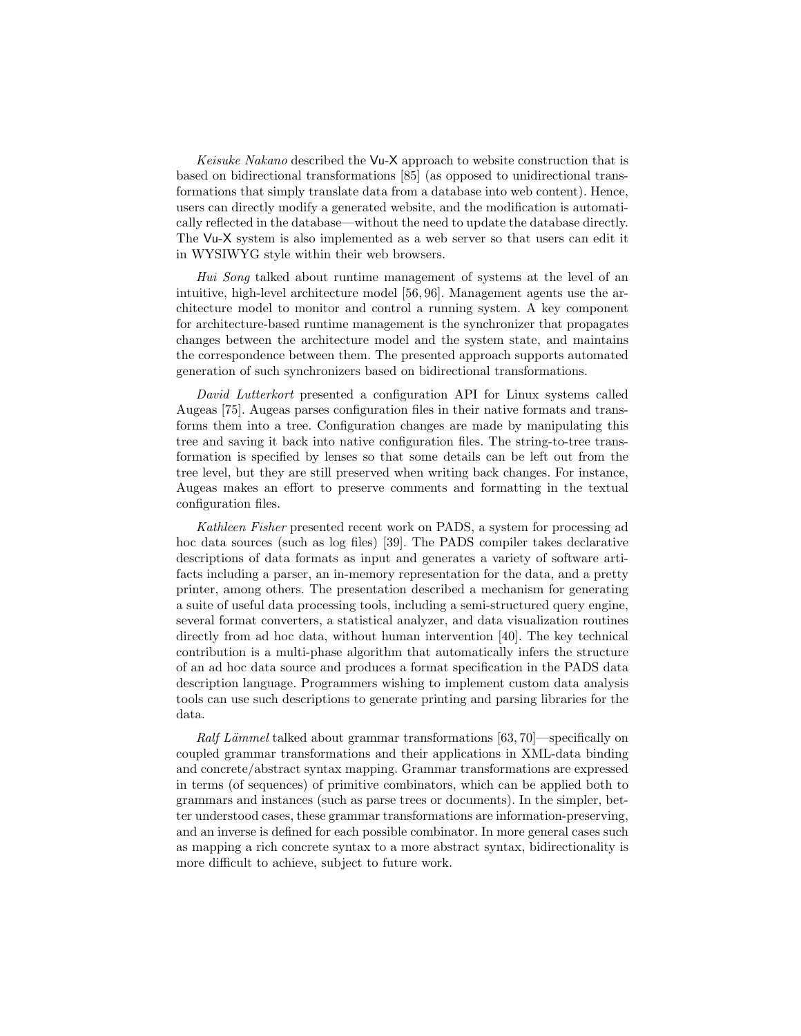*Keisuke Nakano* described the Vu-X approach to website construction that is based on bidirectional transformations [85] (as opposed to unidirectional transformations that simply translate data from a database into web content). Hence, users can directly modify a generated website, and the modification is automatically reflected in the database—without the need to update the database directly. The Vu-X system is also implemented as a web server so that users can edit it in WYSIWYG style within their web browsers.

*Hui Song* talked about runtime management of systems at the level of an intuitive, high-level architecture model [56, 96]. Management agents use the architecture model to monitor and control a running system. A key component for architecture-based runtime management is the synchronizer that propagates changes between the architecture model and the system state, and maintains the correspondence between them. The presented approach supports automated generation of such synchronizers based on bidirectional transformations.

*David Lutterkort* presented a configuration API for Linux systems called Augeas [75]. Augeas parses configuration files in their native formats and transforms them into a tree. Configuration changes are made by manipulating this tree and saving it back into native configuration files. The string-to-tree transformation is specified by lenses so that some details can be left out from the tree level, but they are still preserved when writing back changes. For instance, Augeas makes an effort to preserve comments and formatting in the textual configuration files.

*Kathleen Fisher* presented recent work on PADS, a system for processing ad hoc data sources (such as log files) [39]. The PADS compiler takes declarative descriptions of data formats as input and generates a variety of software artifacts including a parser, an in-memory representation for the data, and a pretty printer, among others. The presentation described a mechanism for generating a suite of useful data processing tools, including a semi-structured query engine, several format converters, a statistical analyzer, and data visualization routines directly from ad hoc data, without human intervention [40]. The key technical contribution is a multi-phase algorithm that automatically infers the structure of an ad hoc data source and produces a format specification in the PADS data description language. Programmers wishing to implement custom data analysis tools can use such descriptions to generate printing and parsing libraries for the data.

*Ralf Lämmel* talked about grammar transformations [63, 70]—specifically on coupled grammar transformations and their applications in XML-data binding and concrete/abstract syntax mapping. Grammar transformations are expressed in terms (of sequences) of primitive combinators, which can be applied both to grammars and instances (such as parse trees or documents). In the simpler, better understood cases, these grammar transformations are information-preserving, and an inverse is defined for each possible combinator. In more general cases such as mapping a rich concrete syntax to a more abstract syntax, bidirectionality is more difficult to achieve, subject to future work.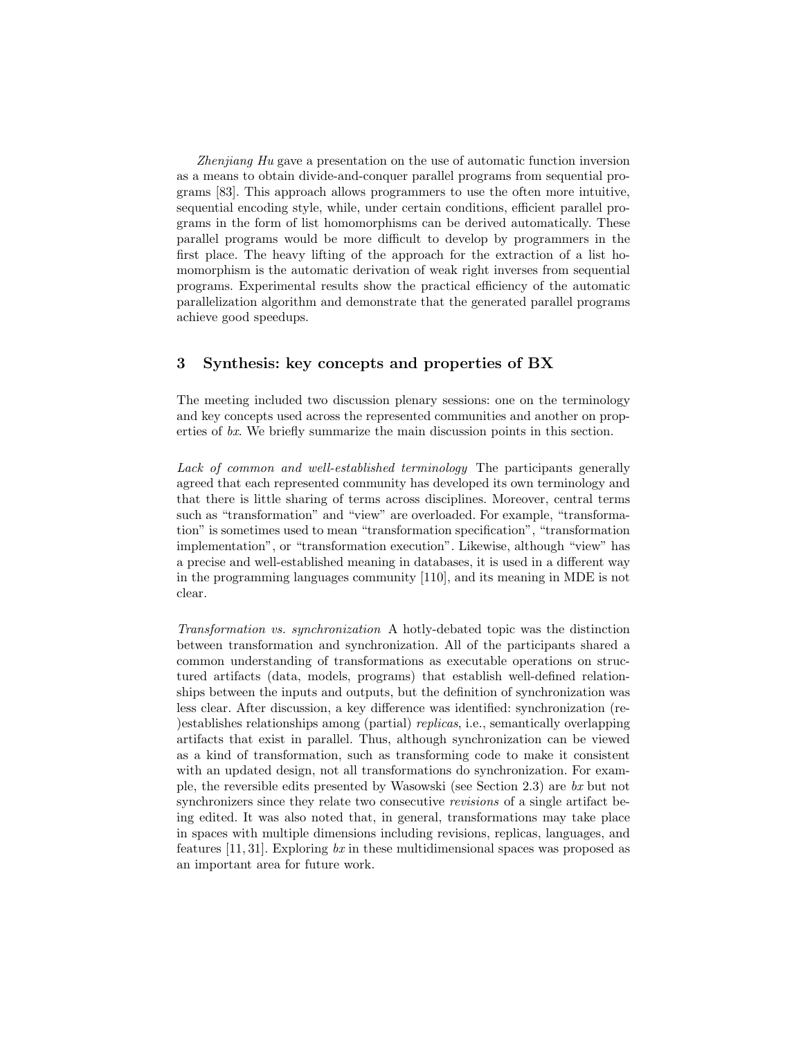*Zhenjiang Hu* gave a presentation on the use of automatic function inversion as a means to obtain divide-and-conquer parallel programs from sequential programs [83]. This approach allows programmers to use the often more intuitive, sequential encoding style, while, under certain conditions, efficient parallel programs in the form of list homomorphisms can be derived automatically. These parallel programs would be more difficult to develop by programmers in the first place. The heavy lifting of the approach for the extraction of a list homomorphism is the automatic derivation of weak right inverses from sequential programs. Experimental results show the practical efficiency of the automatic parallelization algorithm and demonstrate that the generated parallel programs achieve good speedups.

## 3 Synthesis: key concepts and properties of BX

The meeting included two discussion plenary sessions: one on the terminology and key concepts used across the represented communities and another on properties of *bx*. We briefly summarize the main discussion points in this section.

*Lack of common and well-established terminology* The participants generally agreed that each represented community has developed its own terminology and that there is little sharing of terms across disciplines. Moreover, central terms such as "transformation" and "view" are overloaded. For example, "transformation" is sometimes used to mean "transformation specification", "transformation implementation", or "transformation execution". Likewise, although "view" has a precise and well-established meaning in databases, it is used in a different way in the programming languages community [110], and its meaning in MDE is not clear.

*Transformation vs. synchronization* A hotly-debated topic was the distinction between transformation and synchronization. All of the participants shared a common understanding of transformations as executable operations on structured artifacts (data, models, programs) that establish well-defined relationships between the inputs and outputs, but the definition of synchronization was less clear. After discussion, a key difference was identified: synchronization (re-)establishes relationships among (partial) *replicas*, i.e., semantically overlapping artifacts that exist in parallel. Thus, although synchronization can be viewed as a kind of transformation, such as transforming code to make it consistent with an updated design, not all transformations do synchronization. For example, the reversible edits presented by Wasowski (see Section 2.3) are *bx* but not synchronizers since they relate two consecutive *revisions* of a single artifact being edited. It was also noted that, in general, transformations may take place in spaces with multiple dimensions including revisions, replicas, languages, and features [11, 31]. Exploring *bx* in these multidimensional spaces was proposed as an important area for future work.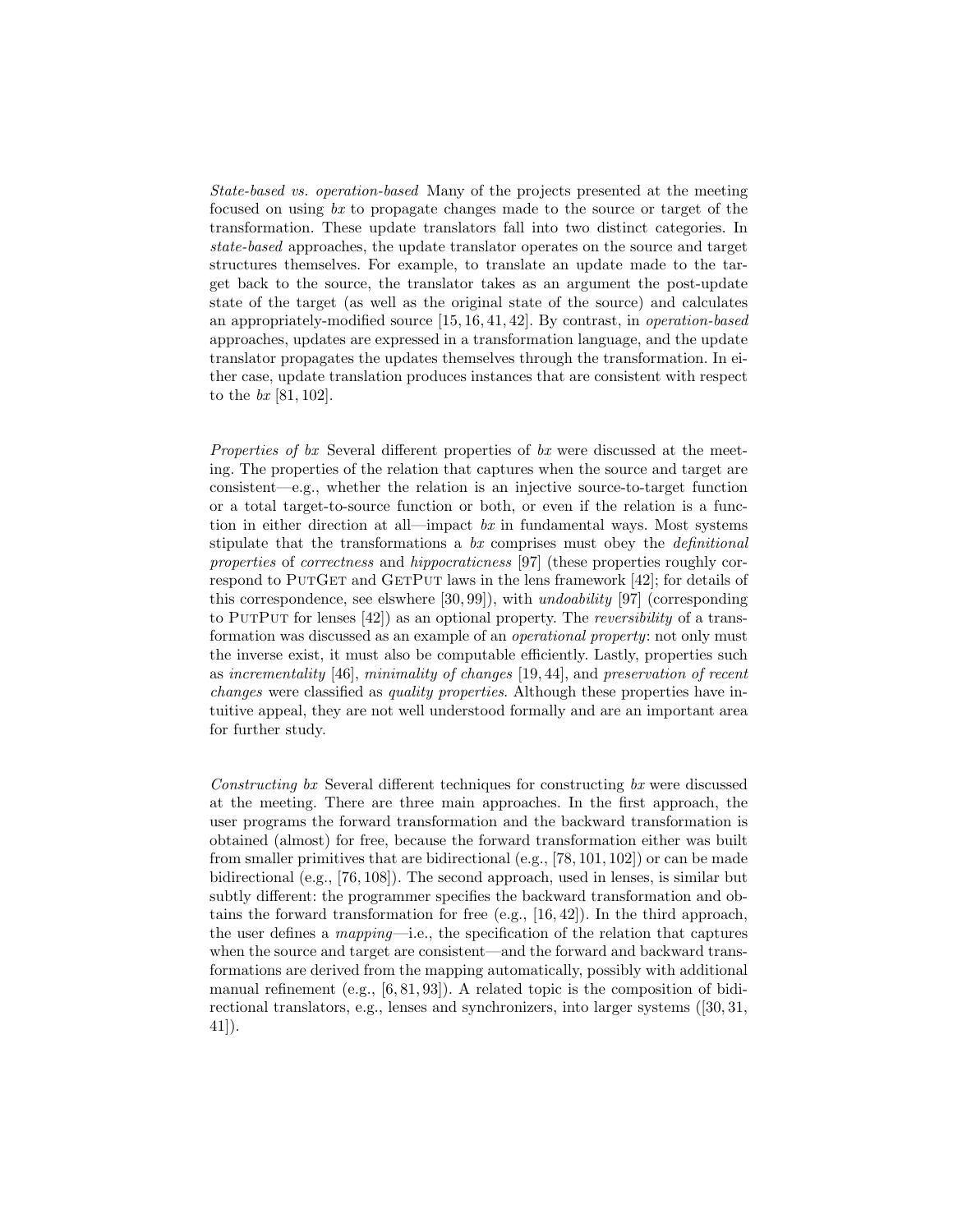*State-based vs. operation-based* Many of the projects presented at the meeting focused on using *bx* to propagate changes made to the source or target of the transformation. These update translators fall into two distinct categories. In *state-based* approaches, the update translator operates on the source and target structures themselves. For example, to translate an update made to the target back to the source, the translator takes as an argument the post-update state of the target (as well as the original state of the source) and calculates an appropriately-modified source [15, 16, 41, 42]. By contrast, in *operation-based* approaches, updates are expressed in a transformation language, and the update translator propagates the updates themselves through the transformation. In either case, update translation produces instances that are consistent with respect to the *bx* [81, 102].

*Properties of bx* Several different properties of *bx* were discussed at the meeting. The properties of the relation that captures when the source and target are consistent—e.g., whether the relation is an injective source-to-target function or a total target-to-source function or both, or even if the relation is a function in either direction at all—impact *bx* in fundamental ways. Most systems stipulate that the transformations a *bx* comprises must obey the *definitional properties* of *correctness* and *hippocraticness* [97] (these properties roughly correspond to PutGet and GetPut laws in the lens framework [42]; for details of this correspondence, see elswhere [30, 99]), with *undoability* [97] (corresponding to PutPut for lenses [42]) as an optional property. The *reversibility* of a transformation was discussed as an example of an *operational property*: not only must the inverse exist, it must also be computable efficiently. Lastly, properties such as *incrementality* [46], *minimality of changes* [19, 44], and *preservation of recent changes* were classified as *quality properties*. Although these properties have intuitive appeal, they are not well understood formally and are an important area for further study.

*Constructing bx* Several different techniques for constructing *bx* were discussed at the meeting. There are three main approaches. In the first approach, the user programs the forward transformation and the backward transformation is obtained (almost) for free, because the forward transformation either was built from smaller primitives that are bidirectional (e.g., [78, 101, 102]) or can be made bidirectional (e.g., [76, 108]). The second approach, used in lenses, is similar but subtly different: the programmer specifies the backward transformation and obtains the forward transformation for free (e.g., [16, 42]). In the third approach, the user defines a *mapping*—i.e., the specification of the relation that captures when the source and target are consistent—and the forward and backward transformations are derived from the mapping automatically, possibly with additional manual refinement (e.g., [6, 81, 93]). A related topic is the composition of bidirectional translators, e.g., lenses and synchronizers, into larger systems ([30, 31, 41]).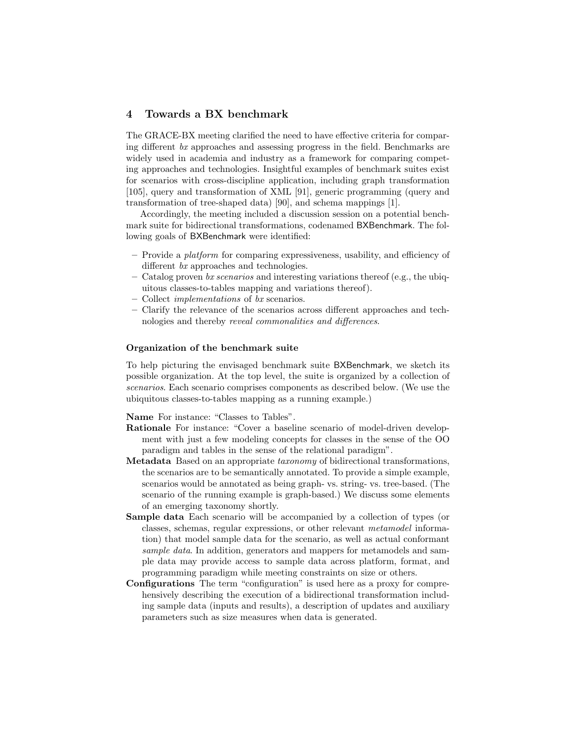## 4 Towards a BX benchmark

The GRACE-BX meeting clarified the need to have effective criteria for comparing different *bx* approaches and assessing progress in the field. Benchmarks are widely used in academia and industry as a framework for comparing competing approaches and technologies. Insightful examples of benchmark suites exist for scenarios with cross-discipline application, including graph transformation [105], query and transformation of XML [91], generic programming (query and transformation of tree-shaped data) [90], and schema mappings [1].

Accordingly, the meeting included a discussion session on a potential benchmark suite for bidirectional transformations, codenamed BXBenchmark. The following goals of BXBenchmark were identified:

- Provide a *platform* for comparing expressiveness, usability, and efficiency of different *bx* approaches and technologies.
- Catalog proven *bx scenarios* and interesting variations thereof (e.g., the ubiquitous classes-to-tables mapping and variations thereof).
- Collect *implementations* of *bx* scenarios.
- Clarify the relevance of the scenarios across different approaches and technologies and thereby *reveal commonalities and differences*.

### Organization of the benchmark suite

To help picturing the envisaged benchmark suite BXBenchmark, we sketch its possible organization. At the top level, the suite is organized by a collection of *scenarios*. Each scenario comprises components as described below. (We use the ubiquitous classes-to-tables mapping as a running example.)

**Name** For instance: "Classes to Tables".

**Rationale** For instance: "Cover a baseline scenario of model-driven development with just a few modeling concepts for classes in the sense of the OO paradigm and tables in the sense of the relational paradigm".

**Metadata** Based on an appropriate *taxonomy* of bidirectional transformations, the scenarios are to be semantically annotated. To provide a simple example, scenarios would be annotated as being graph- vs. string- vs. tree-based. (The scenario of the running example is graph-based.) We discuss some elements of an emerging taxonomy shortly.

**Sample data** Each scenario will be accompanied by a collection of types (or classes, schemas, regular expressions, or other relevant *metamodel* information) that model sample data for the scenario, as well as actual conformant *sample data*. In addition, generators and mappers for metamodels and sample data may provide access to sample data across platform, format, and programming paradigm while meeting constraints on size or others.

**Configurations** The term "configuration" is used here as a proxy for comprehensively describing the execution of a bidirectional transformation including sample data (inputs and results), a description of updates and auxiliary parameters such as size measures when data is generated.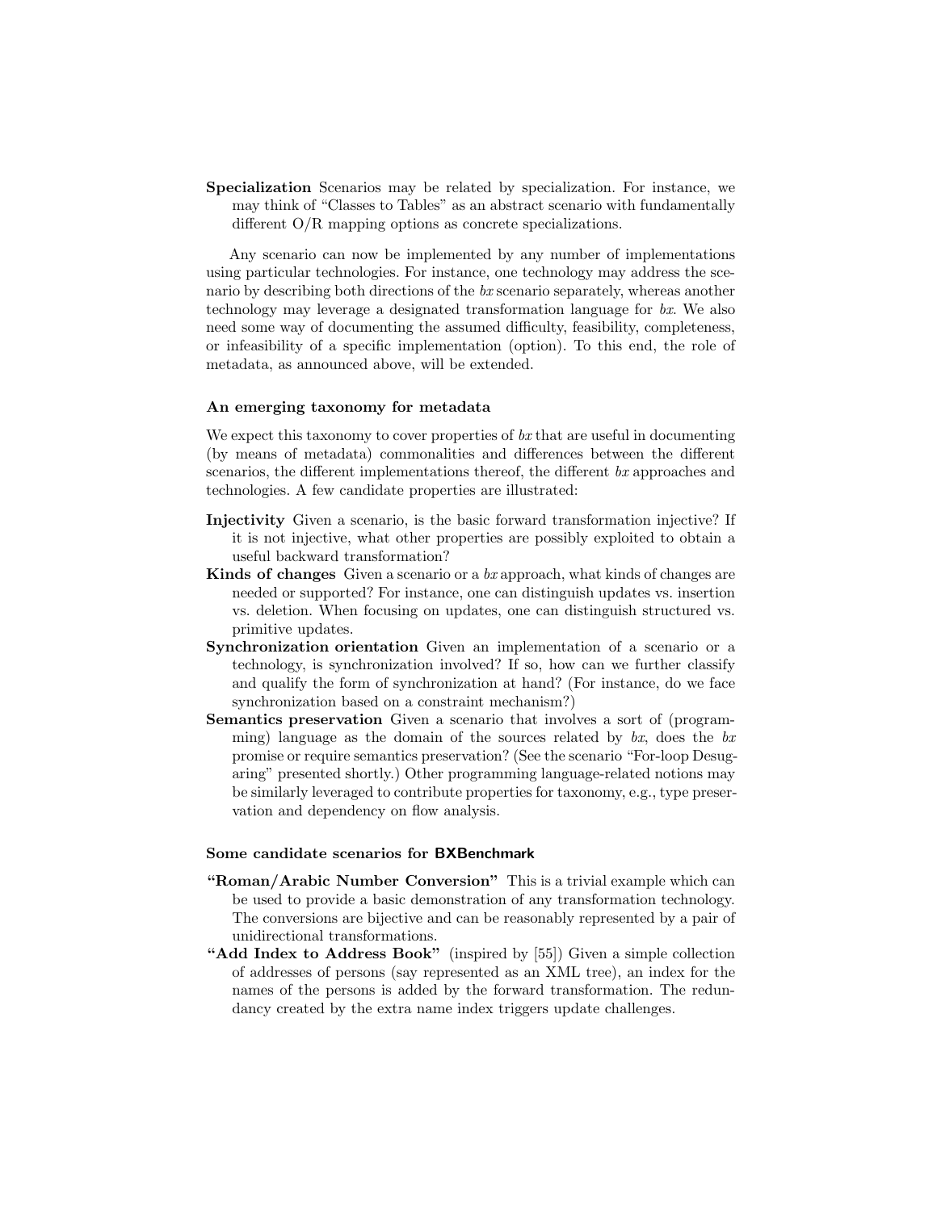**Specialization** Scenarios may be related by specialization. For instance, we may think of "Classes to Tables" as an abstract scenario with fundamentally different O/R mapping options as concrete specializations.

Any scenario can now be implemented by any number of implementations using particular technologies. For instance, one technology may address the scenario by describing both directions of the *bx* scenario separately, whereas another technology may leverage a designated transformation language for *bx*. We also need some way of documenting the assumed difficulty, feasibility, completeness, or infeasibility of a specific implementation (option). To this end, the role of metadata, as announced above, will be extended.

#### An emerging taxonomy for metadata

We expect this taxonomy to cover properties of *bx* that are useful in documenting (by means of metadata) commonalities and differences between the different scenarios, the different implementations thereof, the different *bx* approaches and technologies. A few candidate properties are illustrated:

**Injectivity** Given a scenario, is the basic forward transformation injective? If it is not injective, what other properties are possibly exploited to obtain a useful backward transformation?

**Kinds of changes** Given a scenario or a *bx* approach, what kinds of changes are needed or supported? For instance, one can distinguish updates vs. insertion vs. deletion. When focusing on updates, one can distinguish structured vs. primitive updates.

**Synchronization orientation** Given an implementation of a scenario or a technology, is synchronization involved? If so, how can we further classify and qualify the form of synchronization at hand? (For instance, do we face synchronization based on a constraint mechanism?)

**Semantics preservation** Given a scenario that involves a sort of (programming) language as the domain of the sources related by *bx*, does the *bx* promise or require semantics preservation? (See the scenario "For-loop Desugaring" presented shortly.) Other programming language-related notions may be similarly leveraged to contribute properties for taxonomy, e.g., type preservation and dependency on flow analysis.

#### Some candidate scenarios for BXBenchmark

**"Roman/Arabic Number Conversion"** This is a trivial example which can be used to provide a basic demonstration of any transformation technology. The conversions are bijective and can be reasonably represented by a pair of unidirectional transformations.

**"Add Index to Address Book"** (inspired by [55]) Given a simple collection of addresses of persons (say represented as an XML tree), an index for the names of the persons is added by the forward transformation. The redundancy created by the extra name index triggers update challenges.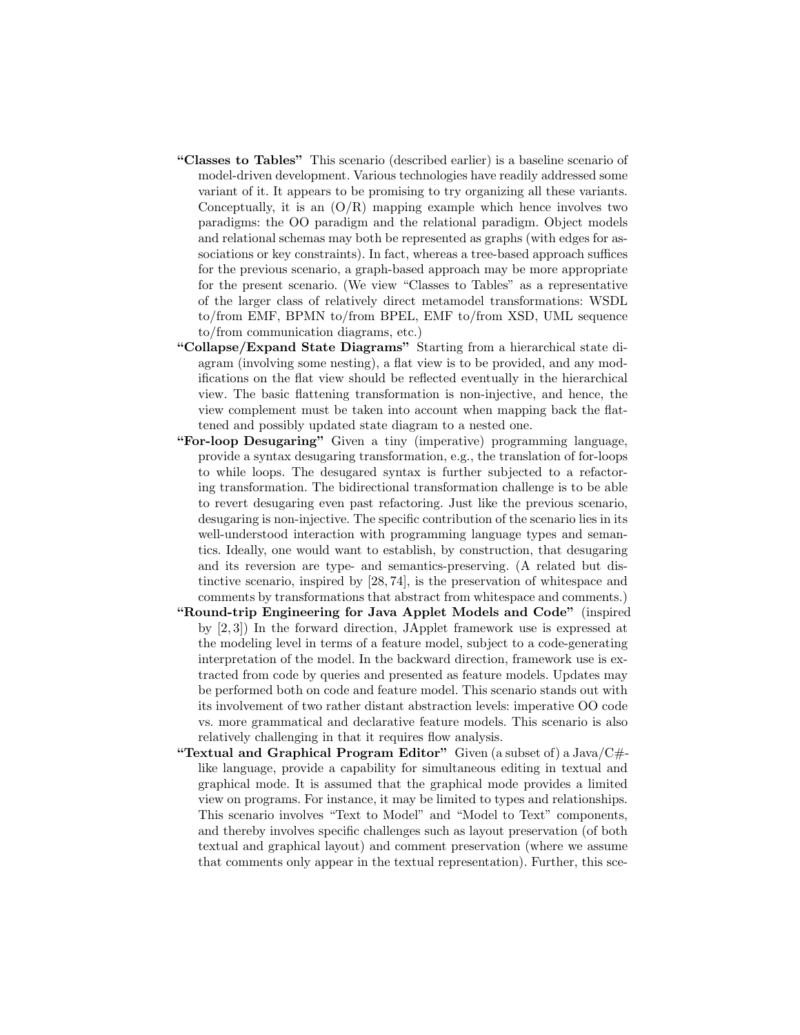- **"Classes to Tables"** This scenario (described earlier) is a baseline scenario of model-driven development. Various technologies have readily addressed some variant of it. It appears to be promising to try organizing all these variants. Conceptually, it is an (O/R) mapping example which hence involves two paradigms: the OO paradigm and the relational paradigm. Object models and relational schemas may both be represented as graphs (with edges for associations or key constraints). In fact, whereas a tree-based approach suffices for the previous scenario, a graph-based approach may be more appropriate for the present scenario. (We view "Classes to Tables" as a representative of the larger class of relatively direct metamodel transformations: WSDL to/from EMF, BPMN to/from BPEL, EMF to/from XSD, UML sequence to/from communication diagrams, etc.)
- **"Collapse/Expand State Diagrams"** Starting from a hierarchical state diagram (involving some nesting), a flat view is to be provided, and any modifications on the flat view should be reflected eventually in the hierarchical view. The basic flattening transformation is non-injective, and hence, the view complement must be taken into account when mapping back the flattened and possibly updated state diagram to a nested one.
- **"For-loop Desugaring"** Given a tiny (imperative) programming language, provide a syntax desugaring transformation, e.g., the translation of for-loops to while loops. The desugared syntax is further subjected to a refactoring transformation. The bidirectional transformation challenge is to be able to revert desugaring even past refactoring. Just like the previous scenario, desugaring is non-injective. The specific contribution of the scenario lies in its well-understood interaction with programming language types and semantics. Ideally, one would want to establish, by construction, that desugaring and its reversion are type- and semantics-preserving. (A related but distinctive scenario, inspired by [28, 74], is the preservation of whitespace and comments by transformations that abstract from whitespace and comments.)
- **"Round-trip Engineering for Java Applet Models and Code"** (inspired by [2, 3]) In the forward direction, JApplet framework use is expressed at the modeling level in terms of a feature model, subject to a code-generating interpretation of the model. In the backward direction, framework use is extracted from code by queries and presented as feature models. Updates may be performed both on code and feature model. This scenario stands out with its involvement of two rather distant abstraction levels: imperative OO code vs. more grammatical and declarative feature models. This scenario is also relatively challenging in that it requires flow analysis.
- **"Textual and Graphical Program Editor"** Given (a subset of) a Java/C#-like language, provide a capability for simultaneous editing in textual and graphical mode. It is assumed that the graphical mode provides a limited view on programs. For instance, it may be limited to types and relationships. This scenario involves "Text to Model" and "Model to Text" components, and thereby involves specific challenges such as layout preservation (of both textual and graphical layout) and comment preservation (where we assume that comments only appear in the textual representation). Further, this sce-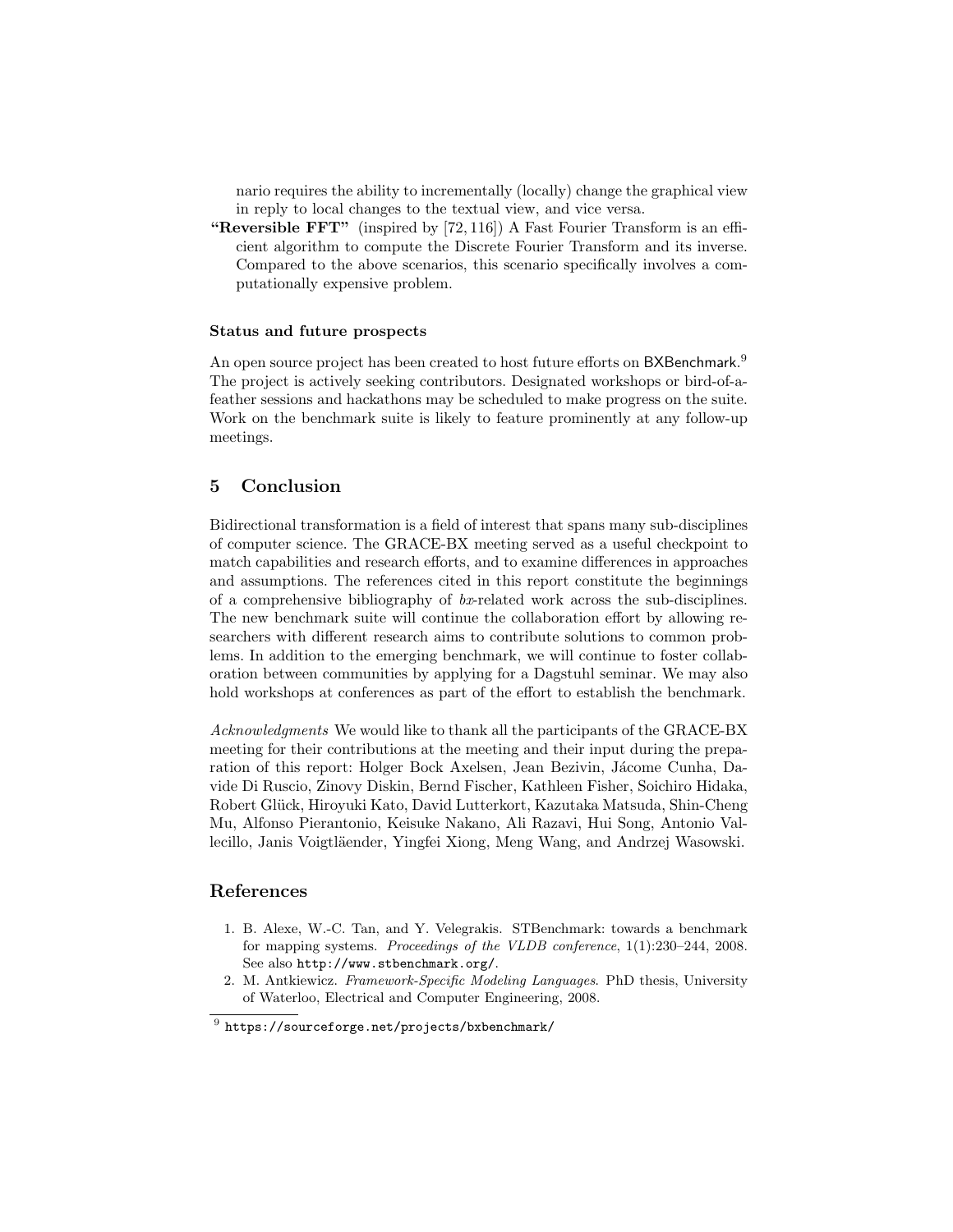nario requires the ability to incrementally (locally) change the graphical view in reply to local changes to the textual view, and vice versa.

**"Reversible FFT"** (inspired by [72, 116]) A Fast Fourier Transform is an efficient algorithm to compute the Discrete Fourier Transform and its inverse. Compared to the above scenarios, this scenario specifically involves a computationally expensive problem.

#### Status and future prospects

An open source project has been created to host future efforts on BXBenchmark.[9] The project is actively seeking contributors. Designated workshops or bird-of-a-feather sessions and hackathons may be scheduled to make progress on the suite. Work on the benchmark suite is likely to feature prominently at any follow-up meetings.

## 5 Conclusion

Bidirectional transformation is a field of interest that spans many sub-disciplines of computer science. The GRACE-BX meeting served as a useful checkpoint to match capabilities and research efforts, and to examine differences in approaches and assumptions. The references cited in this report constitute the beginnings of a comprehensive bibliography of *bx*-related work across the sub-disciplines. The new benchmark suite will continue the collaboration effort by allowing researchers with different research aims to contribute solutions to common problems. In addition to the emerging benchmark, we will continue to foster collaboration between communities by applying for a Dagstuhl seminar. We may also hold workshops at conferences as part of the effort to establish the benchmark.

*Acknowledgments* We would like to thank all the participants of the GRACE-BX meeting for their contributions at the meeting and their input during the preparation of this report: Holger Bock Axelsen, Jean Bezivin, Jácome Cunha, Davide Di Ruscio, Zinovy Diskin, Bernd Fischer, Kathleen Fisher, Soichiro Hidaka, Robert Glück, Hiroyuki Kato, David Lutterkort, Kazutaka Matsuda, Shin-Cheng Mu, Alfonso Pierantonio, Keisuke Nakano, Ali Razavi, Hui Song, Antonio Vallecillo, Janis Voigtläender, Yingfei Xiong, Meng Wang, and Andrzej Wasowski.

## References

1. B. Alexe, W.-C. Tan, and Y. Velegrakis. STBenchmark: towards a benchmark for mapping systems. *Proceedings of the VLDB conference*, 1(1):230–244, 2008. See also `http://www.stbenchmark.org/`.
2. M. Antkiewicz. *Framework-Specific Modeling Languages*. PhD thesis, University of Waterloo, Electrical and Computer Engineering, 2008.

[9] `https://sourceforge.net/projects/bxbenchmark/`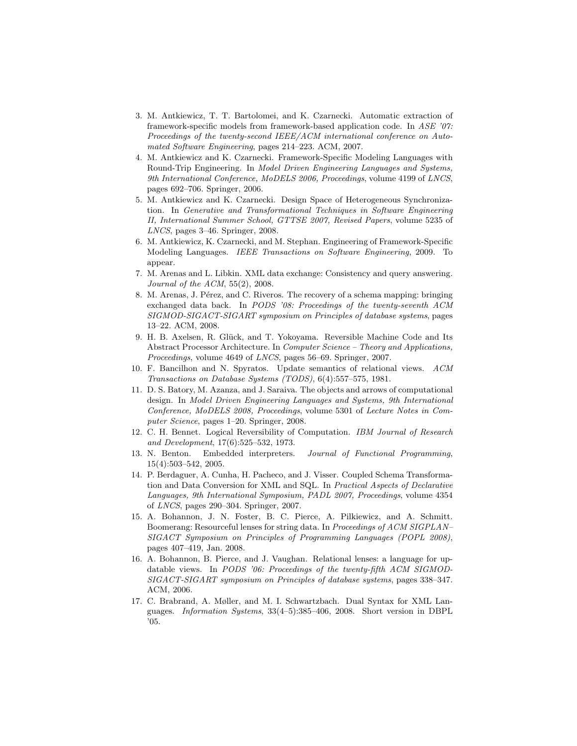3. M. Antkiewicz, T. T. Bartolomei, and K. Czarnecki. Automatic extraction of framework-specific models from framework-based application code. In *ASE '07: Proceedings of the twenty-second IEEE/ACM international conference on Automated Software Engineering*, pages 214–223. ACM, 2007.
4. M. Antkiewicz and K. Czarnecki. Framework-Specific Modeling Languages with Round-Trip Engineering. In *Model Driven Engineering Languages and Systems, 9th International Conference, MoDELS 2006, Proceedings*, volume 4199 of *LNCS*, pages 692–706. Springer, 2006.
5. M. Antkiewicz and K. Czarnecki. Design Space of Heterogeneous Synchronization. In *Generative and Transformational Techniques in Software Engineering II, International Summer School, GTTSE 2007, Revised Papers*, volume 5235 of *LNCS*, pages 3–46. Springer, 2008.
6. M. Antkiewicz, K. Czarnecki, and M. Stephan. Engineering of Framework-Specific Modeling Languages. *IEEE Transactions on Software Engineering*, 2009. To appear.
7. M. Arenas and L. Libkin. XML data exchange: Consistency and query answering. *Journal of the ACM*, 55(2), 2008.
8. M. Arenas, J. Pérez, and C. Riveros. The recovery of a schema mapping: bringing exchanged data back. In *PODS '08: Proceedings of the twenty-seventh ACM SIGMOD-SIGACT-SIGART symposium on Principles of database systems*, pages 13–22. ACM, 2008.
9. H. B. Axelsen, R. Glück, and T. Yokoyama. Reversible Machine Code and Its Abstract Processor Architecture. In *Computer Science – Theory and Applications, Proceedings*, volume 4649 of *LNCS*, pages 56–69. Springer, 2007.
10. F. Bancilhon and N. Spyratos. Update semantics of relational views. *ACM Transactions on Database Systems (TODS)*, 6(4):557–575, 1981.
11. D. S. Batory, M. Azanza, and J. Saraiva. The objects and arrows of computational design. In *Model Driven Engineering Languages and Systems, 9th International Conference, MoDELS 2008, Proceedings*, volume 5301 of *Lecture Notes in Computer Science*, pages 1–20. Springer, 2008.
12. C. H. Bennet. Logical Reversibility of Computation. *IBM Journal of Research and Development*, 17(6):525–532, 1973.
13. N. Benton. Embedded interpreters. *Journal of Functional Programming*, 15(4):503–542, 2005.
14. P. Berdaguer, A. Cunha, H. Pacheco, and J. Visser. Coupled Schema Transformation and Data Conversion for XML and SQL. In *Practical Aspects of Declarative Languages, 9th International Symposium, PADL 2007, Proceedings*, volume 4354 of *LNCS*, pages 290–304. Springer, 2007.
15. A. Bohannon, J. N. Foster, B. C. Pierce, A. Pilkiewicz, and A. Schmitt. Boomerang: Resourceful lenses for string data. In *Proceedings of ACM SIGPLAN–SIGACT Symposium on Principles of Programming Languages (POPL 2008)*, pages 407–419, Jan. 2008.
16. A. Bohannon, B. Pierce, and J. Vaughan. Relational lenses: a language for updatable views. In *PODS '06: Proceedings of the twenty-fifth ACM SIGMOD-SIGACT-SIGART symposium on Principles of database systems*, pages 338–347. ACM, 2006.
17. C. Brabrand, A. Møller, and M. I. Schwartzbach. Dual Syntax for XML Languages. *Information Systems*, 33(4–5):385–406, 2008. Short version in DBPL '05.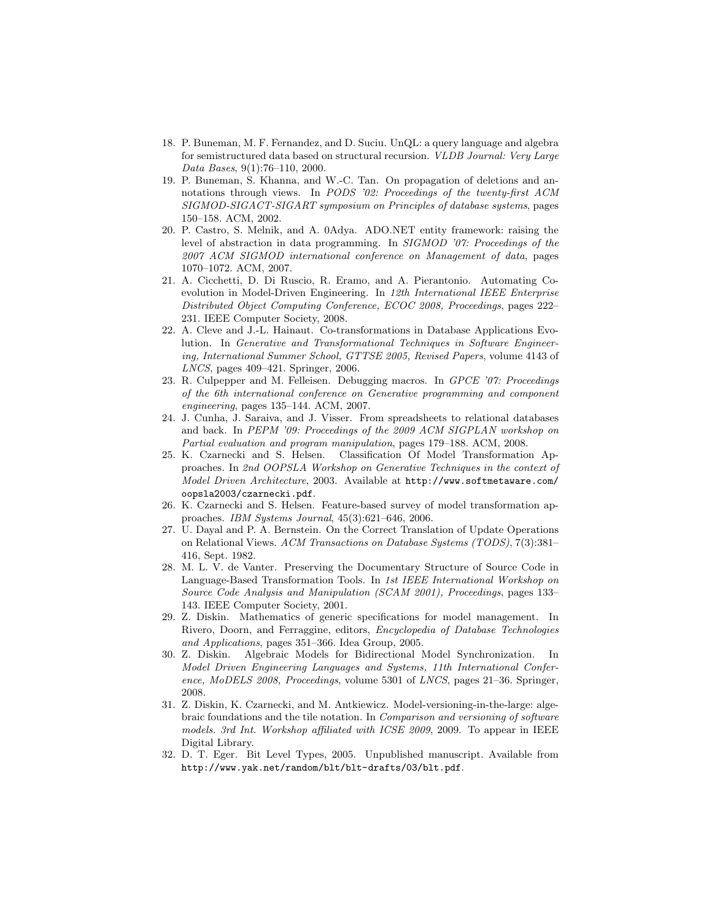18. P. Buneman, M. F. Fernandez, and D. Suciu. UnQL: a query language and algebra for semistructured data based on structural recursion. *VLDB Journal: Very Large Data Bases*, 9(1):76–110, 2000.
19. P. Buneman, S. Khanna, and W.-C. Tan. On propagation of deletions and annotations through views. In *PODS '02: Proceedings of the twenty-first ACM SIGMOD-SIGACT-SIGART symposium on Principles of database systems*, pages 150–158. ACM, 2002.
20. P. Castro, S. Melnik, and A. 0Adya. ADO.NET entity framework: raising the level of abstraction in data programming. In *SIGMOD '07: Proceedings of the 2007 ACM SIGMOD international conference on Management of data*, pages 1070–1072. ACM, 2007.
21. A. Cicchetti, D. Di Ruscio, R. Eramo, and A. Pierantonio. Automating Coevolution in Model-Driven Engineering. In *12th International IEEE Enterprise Distributed Object Computing Conference, ECOC 2008, Proceedings*, pages 222–231. IEEE Computer Society, 2008.
22. A. Cleve and J.-L. Hainaut. Co-transformations in Database Applications Evolution. In *Generative and Transformational Techniques in Software Engineering, International Summer School, GTTSE 2005, Revised Papers*, volume 4143 of *LNCS*, pages 409–421. Springer, 2006.
23. R. Culpepper and M. Felleisen. Debugging macros. In *GPCE '07: Proceedings of the 6th international conference on Generative programming and component engineering*, pages 135–144. ACM, 2007.
24. J. Cunha, J. Saraiva, and J. Visser. From spreadsheets to relational databases and back. In *PEPM '09: Proceedings of the 2009 ACM SIGPLAN workshop on Partial evaluation and program manipulation*, pages 179–188. ACM, 2008.
25. K. Czarnecki and S. Helsen. Classification Of Model Transformation Approaches. In *2nd OOPSLA Workshop on Generative Techniques in the context of Model Driven Architecture*, 2003. Available at `http://www.softmetaware.com/oopsla2003/czarnecki.pdf`.
26. K. Czarnecki and S. Helsen. Feature-based survey of model transformation approaches. *IBM Systems Journal*, 45(3):621–646, 2006.
27. U. Dayal and P. A. Bernstein. On the Correct Translation of Update Operations on Relational Views. *ACM Transactions on Database Systems (TODS)*, 7(3):381–416, Sept. 1982.
28. M. L. V. de Vanter. Preserving the Documentary Structure of Source Code in Language-Based Transformation Tools. In *1st IEEE International Workshop on Source Code Analysis and Manipulation (SCAM 2001), Proceedings*, pages 133–143. IEEE Computer Society, 2001.
29. Z. Diskin. Mathematics of generic specifications for model management. In Rivero, Doorn, and Ferraggine, editors, *Encyclopedia of Database Technologies and Applications*, pages 351–366. Idea Group, 2005.
30. Z. Diskin. Algebraic Models for Bidirectional Model Synchronization. In *Model Driven Engineering Languages and Systems, 11th International Conference, MoDELS 2008, Proceedings*, volume 5301 of *LNCS*, pages 21–36. Springer, 2008.
31. Z. Diskin, K. Czarnecki, and M. Antkiewicz. Model-versioning-in-the-large: algebraic foundations and the tile notation. In *Comparison and versioning of software models. 3rd Int. Workshop affiliated with ICSE 2009*, 2009. To appear in IEEE Digital Library.
32. D. T. Eger. Bit Level Types, 2005. Unpublished manuscript. Available from `http://www.yak.net/random/blt/blt-drafts/03/blt.pdf`.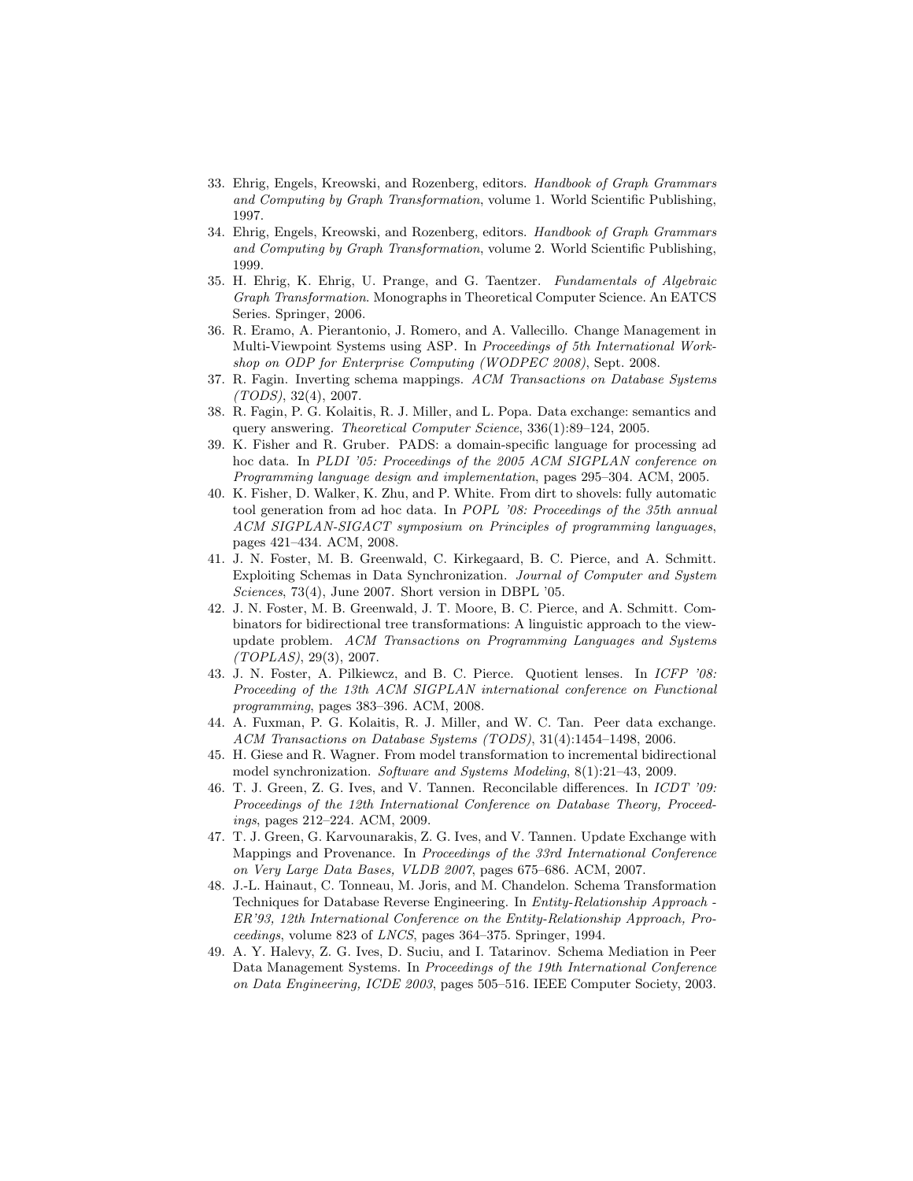33. Ehrig, Engels, Kreowski, and Rozenberg, editors. *Handbook of Graph Grammars and Computing by Graph Transformation*, volume 1. World Scientific Publishing, 1997.
34. Ehrig, Engels, Kreowski, and Rozenberg, editors. *Handbook of Graph Grammars and Computing by Graph Transformation*, volume 2. World Scientific Publishing, 1999.
35. H. Ehrig, K. Ehrig, U. Prange, and G. Taentzer. *Fundamentals of Algebraic Graph Transformation*. Monographs in Theoretical Computer Science. An EATCS Series. Springer, 2006.
36. R. Eramo, A. Pierantonio, J. Romero, and A. Vallecillo. Change Management in Multi-Viewpoint Systems using ASP. In *Proceedings of 5th International Workshop on ODP for Enterprise Computing (WODPEC 2008)*, Sept. 2008.
37. R. Fagin. Inverting schema mappings. *ACM Transactions on Database Systems (TODS)*, 32(4), 2007.
38. R. Fagin, P. G. Kolaitis, R. J. Miller, and L. Popa. Data exchange: semantics and query answering. *Theoretical Computer Science*, 336(1):89–124, 2005.
39. K. Fisher and R. Gruber. PADS: a domain-specific language for processing ad hoc data. In *PLDI '05: Proceedings of the 2005 ACM SIGPLAN conference on Programming language design and implementation*, pages 295–304. ACM, 2005.
40. K. Fisher, D. Walker, K. Zhu, and P. White. From dirt to shovels: fully automatic tool generation from ad hoc data. In *POPL '08: Proceedings of the 35th annual ACM SIGPLAN-SIGACT symposium on Principles of programming languages*, pages 421–434. ACM, 2008.
41. J. N. Foster, M. B. Greenwald, C. Kirkegaard, B. C. Pierce, and A. Schmitt. Exploiting Schemas in Data Synchronization. *Journal of Computer and System Sciences*, 73(4), June 2007. Short version in DBPL '05.
42. J. N. Foster, M. B. Greenwald, J. T. Moore, B. C. Pierce, and A. Schmitt. Combinators for bidirectional tree transformations: A linguistic approach to the view-update problem. *ACM Transactions on Programming Languages and Systems (TOPLAS)*, 29(3), 2007.
43. J. N. Foster, A. Pilkiewcz, and B. C. Pierce. Quotient lenses. In *ICFP '08: Proceeding of the 13th ACM SIGPLAN international conference on Functional programming*, pages 383–396. ACM, 2008.
44. A. Fuxman, P. G. Kolaitis, R. J. Miller, and W. C. Tan. Peer data exchange. *ACM Transactions on Database Systems (TODS)*, 31(4):1454–1498, 2006.
45. H. Giese and R. Wagner. From model transformation to incremental bidirectional model synchronization. *Software and Systems Modeling*, 8(1):21–43, 2009.
46. T. J. Green, Z. G. Ives, and V. Tannen. Reconcilable differences. In *ICDT '09: Proceedings of the 12th International Conference on Database Theory, Proceedings*, pages 212–224. ACM, 2009.
47. T. J. Green, G. Karvounarakis, Z. G. Ives, and V. Tannen. Update Exchange with Mappings and Provenance. In *Proceedings of the 33rd International Conference on Very Large Data Bases, VLDB 2007*, pages 675–686. ACM, 2007.
48. J.-L. Hainaut, C. Tonneau, M. Joris, and M. Chandelon. Schema Transformation Techniques for Database Reverse Engineering. In *Entity-Relationship Approach - ER'93, 12th International Conference on the Entity-Relationship Approach, Proceedings*, volume 823 of *LNCS*, pages 364–375. Springer, 1994.
49. A. Y. Halevy, Z. G. Ives, D. Suciu, and I. Tatarinov. Schema Mediation in Peer Data Management Systems. In *Proceedings of the 19th International Conference on Data Engineering, ICDE 2003*, pages 505–516. IEEE Computer Society, 2003.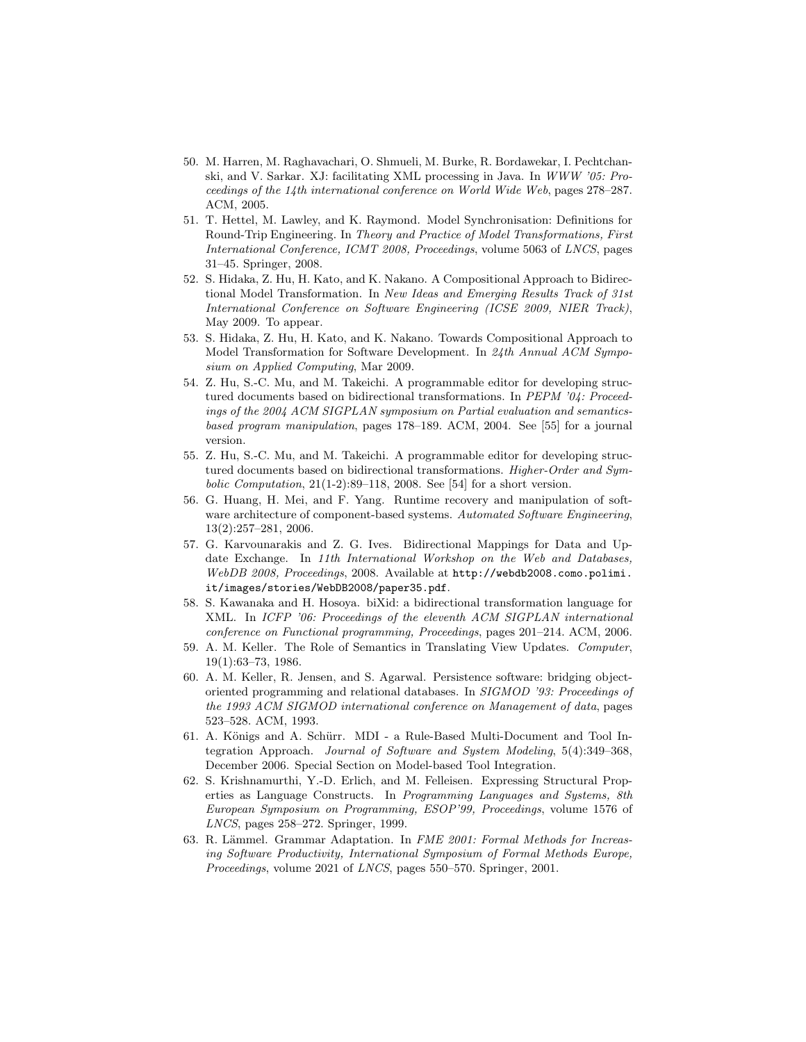50. M. Harren, M. Raghavachari, O. Shmueli, M. Burke, R. Bordawekar, I. Pechtchanski, and V. Sarkar. XJ: facilitating XML processing in Java. In *WWW '05: Proceedings of the 14th international conference on World Wide Web*, pages 278–287. ACM, 2005.
51. T. Hettel, M. Lawley, and K. Raymond. Model Synchronisation: Definitions for Round-Trip Engineering. In *Theory and Practice of Model Transformations, First International Conference, ICMT 2008, Proceedings*, volume 5063 of *LNCS*, pages 31–45. Springer, 2008.
52. S. Hidaka, Z. Hu, H. Kato, and K. Nakano. A Compositional Approach to Bidirectional Model Transformation. In *New Ideas and Emerging Results Track of 31st International Conference on Software Engineering (ICSE 2009, NIER Track)*, May 2009. To appear.
53. S. Hidaka, Z. Hu, H. Kato, and K. Nakano. Towards Compositional Approach to Model Transformation for Software Development. In *24th Annual ACM Symposium on Applied Computing*, Mar 2009.
54. Z. Hu, S.-C. Mu, and M. Takeichi. A programmable editor for developing structured documents based on bidirectional transformations. In *PEPM '04: Proceedings of the 2004 ACM SIGPLAN symposium on Partial evaluation and semantics-based program manipulation*, pages 178–189. ACM, 2004. See [55] for a journal version.
55. Z. Hu, S.-C. Mu, and M. Takeichi. A programmable editor for developing structured documents based on bidirectional transformations. *Higher-Order and Symbolic Computation*, 21(1-2):89–118, 2008. See [54] for a short version.
56. G. Huang, H. Mei, and F. Yang. Runtime recovery and manipulation of software architecture of component-based systems. *Automated Software Engineering*, 13(2):257–281, 2006.
57. G. Karvounarakis and Z. G. Ives. Bidirectional Mappings for Data and Update Exchange. In *11th International Workshop on the Web and Databases, WebDB 2008, Proceedings*, 2008. Available at `http://webdb2008.como.polimi.it/images/stories/WebDB2008/paper35.pdf`.
58. S. Kawanaka and H. Hosoya. biXid: a bidirectional transformation language for XML. In *ICFP '06: Proceedings of the eleventh ACM SIGPLAN international conference on Functional programming, Proceedings*, pages 201–214. ACM, 2006.
59. A. M. Keller. The Role of Semantics in Translating View Updates. *Computer*, 19(1):63–73, 1986.
60. A. M. Keller, R. Jensen, and S. Agarwal. Persistence software: bridging object-oriented programming and relational databases. In *SIGMOD '93: Proceedings of the 1993 ACM SIGMOD international conference on Management of data*, pages 523–528. ACM, 1993.
61. A. Königs and A. Schürr. MDI - a Rule-Based Multi-Document and Tool Integration Approach. *Journal of Software and System Modeling*, 5(4):349–368, December 2006. Special Section on Model-based Tool Integration.
62. S. Krishnamurthi, Y.-D. Erlich, and M. Felleisen. Expressing Structural Properties as Language Constructs. In *Programming Languages and Systems, 8th European Symposium on Programming, ESOP'99, Proceedings*, volume 1576 of *LNCS*, pages 258–272. Springer, 1999.
63. R. Lämmel. Grammar Adaptation. In *FME 2001: Formal Methods for Increasing Software Productivity, International Symposium of Formal Methods Europe, Proceedings*, volume 2021 of *LNCS*, pages 550–570. Springer, 2001.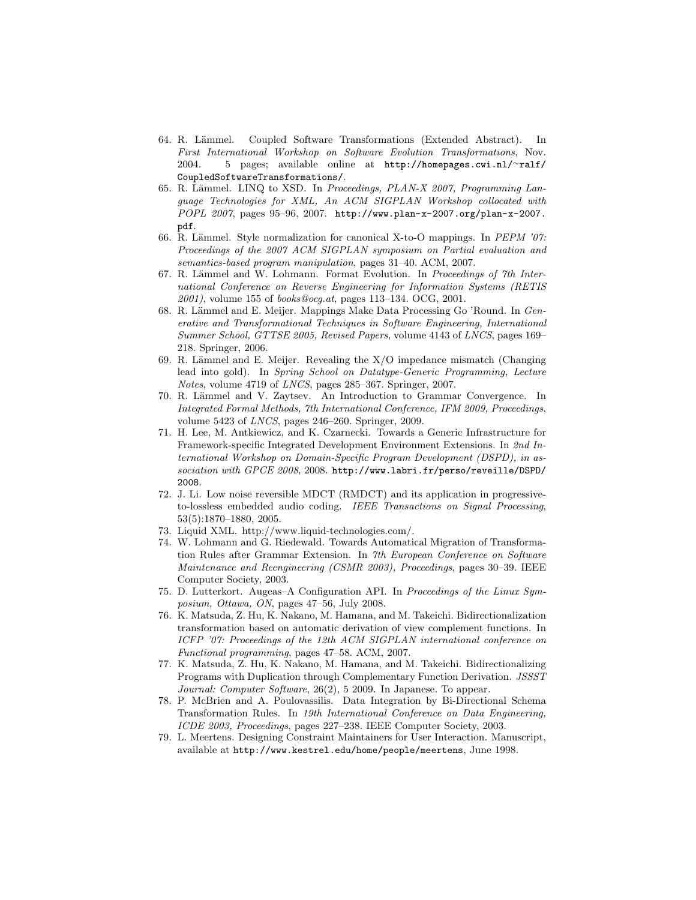64. R. Lämmel. Coupled Software Transformations (Extended Abstract). In *First International Workshop on Software Evolution Transformations*, Nov. 2004. 5 pages; available online at `http://homepages.cwi.nl/~ralf/CoupledSoftwareTransformations/`.
65. R. Lämmel. LINQ to XSD. In *Proceedings, PLAN-X 2007, Programming Language Technologies for XML, An ACM SIGPLAN Workshop collocated with POPL 2007*, pages 95–96, 2007. `http://www.plan-x-2007.org/plan-x-2007.pdf`.
66. R. Lämmel. Style normalization for canonical X-to-O mappings. In *PEPM '07: Proceedings of the 2007 ACM SIGPLAN symposium on Partial evaluation and semantics-based program manipulation*, pages 31–40. ACM, 2007.
67. R. Lämmel and W. Lohmann. Format Evolution. In *Proceedings of 7th International Conference on Reverse Engineering for Information Systems (RETIS 2001)*, volume 155 of *books@ocg.at*, pages 113–134. OCG, 2001.
68. R. Lämmel and E. Meijer. Mappings Make Data Processing Go 'Round. In *Generative and Transformational Techniques in Software Engineering, International Summer School, GTTSE 2005, Revised Papers*, volume 4143 of *LNCS*, pages 169–218. Springer, 2006.
69. R. Lämmel and E. Meijer. Revealing the X/O impedance mismatch (Changing lead into gold). In *Spring School on Datatype-Generic Programming, Lecture Notes*, volume 4719 of *LNCS*, pages 285–367. Springer, 2007.
70. R. Lämmel and V. Zaytsev. An Introduction to Grammar Convergence. In *Integrated Formal Methods, 7th International Conference, IFM 2009, Proceedings*, volume 5423 of *LNCS*, pages 246–260. Springer, 2009.
71. H. Lee, M. Antkiewicz, and K. Czarnecki. Towards a Generic Infrastructure for Framework-specific Integrated Development Environment Extensions. In *2nd International Workshop on Domain-Specific Program Development (DSPD), in association with GPCE 2008*, 2008. `http://www.labri.fr/perso/reveille/DSPD/2008`.
72. J. Li. Low noise reversible MDCT (RMDCT) and its application in progressive-to-lossless embedded audio coding. *IEEE Transactions on Signal Processing*, 53(5):1870–1880, 2005.
73. Liquid XML. http://www.liquid-technologies.com/.
74. W. Lohmann and G. Riedewald. Towards Automatical Migration of Transformation Rules after Grammar Extension. In *7th European Conference on Software Maintenance and Reengineering (CSMR 2003), Proceedings*, pages 30–39. IEEE Computer Society, 2003.
75. D. Lutterkort. Augeas–A Configuration API. In *Proceedings of the Linux Symposium, Ottawa, ON*, pages 47–56, July 2008.
76. K. Matsuda, Z. Hu, K. Nakano, M. Hamana, and M. Takeichi. Bidirectionalization transformation based on automatic derivation of view complement functions. In *ICFP '07: Proceedings of the 12th ACM SIGPLAN international conference on Functional programming*, pages 47–58. ACM, 2007.
77. K. Matsuda, Z. Hu, K. Nakano, M. Hamana, and M. Takeichi. Bidirectionalizing Programs with Duplication through Complementary Function Derivation. *JSSST Journal: Computer Software*, 26(2), 5 2009. In Japanese. To appear.
78. P. McBrien and A. Poulovassilis. Data Integration by Bi-Directional Schema Transformation Rules. In *19th International Conference on Data Engineering, ICDE 2003, Proceedings*, pages 227–238. IEEE Computer Society, 2003.
79. L. Meertens. Designing Constraint Maintainers for User Interaction. Manuscript, available at `http://www.kestrel.edu/home/people/meertens`, June 1998.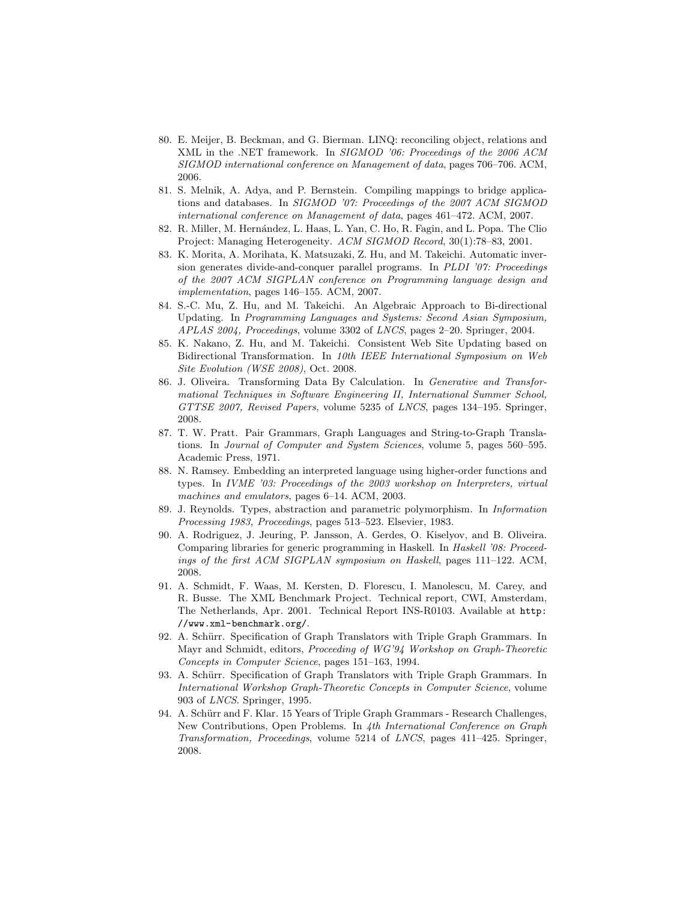80. E. Meijer, B. Beckman, and G. Bierman. LINQ: reconciling object, relations and XML in the .NET framework. In *SIGMOD '06: Proceedings of the 2006 ACM SIGMOD international conference on Management of data*, pages 706–706. ACM, 2006.
81. S. Melnik, A. Adya, and P. Bernstein. Compiling mappings to bridge applications and databases. In *SIGMOD '07: Proceedings of the 2007 ACM SIGMOD international conference on Management of data*, pages 461–472. ACM, 2007.
82. R. Miller, M. Hernández, L. Haas, L. Yan, C. Ho, R. Fagin, and L. Popa. The Clio Project: Managing Heterogeneity. *ACM SIGMOD Record*, 30(1):78–83, 2001.
83. K. Morita, A. Morihata, K. Matsuzaki, Z. Hu, and M. Takeichi. Automatic inversion generates divide-and-conquer parallel programs. In *PLDI '07: Proceedings of the 2007 ACM SIGPLAN conference on Programming language design and implementation*, pages 146–155. ACM, 2007.
84. S.-C. Mu, Z. Hu, and M. Takeichi. An Algebraic Approach to Bi-directional Updating. In *Programming Languages and Systems: Second Asian Symposium, APLAS 2004, Proceedings*, volume 3302 of *LNCS*, pages 2–20. Springer, 2004.
85. K. Nakano, Z. Hu, and M. Takeichi. Consistent Web Site Updating based on Bidirectional Transformation. In *10th IEEE International Symposium on Web Site Evolution (WSE 2008)*, Oct. 2008.
86. J. Oliveira. Transforming Data By Calculation. In *Generative and Transformational Techniques in Software Engineering II, International Summer School, GTTSE 2007, Revised Papers*, volume 5235 of *LNCS*, pages 134–195. Springer, 2008.
87. T. W. Pratt. Pair Grammars, Graph Languages and String-to-Graph Translations. In *Journal of Computer and System Sciences*, volume 5, pages 560–595. Academic Press, 1971.
88. N. Ramsey. Embedding an interpreted language using higher-order functions and types. In *IVME '03: Proceedings of the 2003 workshop on Interpreters, virtual machines and emulators*, pages 6–14. ACM, 2003.
89. J. Reynolds. Types, abstraction and parametric polymorphism. In *Information Processing 1983, Proceedings*, pages 513–523. Elsevier, 1983.
90. A. Rodriguez, J. Jeuring, P. Jansson, A. Gerdes, O. Kiselyov, and B. Oliveira. Comparing libraries for generic programming in Haskell. In *Haskell '08: Proceedings of the first ACM SIGPLAN symposium on Haskell*, pages 111–122. ACM, 2008.
91. A. Schmidt, F. Waas, M. Kersten, D. Florescu, I. Manolescu, M. Carey, and R. Busse. The XML Benchmark Project. Technical report, CWI, Amsterdam, The Netherlands, Apr. 2001. Technical Report INS-R0103. Available at `http://www.xml-benchmark.org/`.
92. A. Schürr. Specification of Graph Translators with Triple Graph Grammars. In Mayr and Schmidt, editors, *Proceeding of WG'94 Workshop on Graph-Theoretic Concepts in Computer Science*, pages 151–163, 1994.
93. A. Schürr. Specification of Graph Translators with Triple Graph Grammars. In *International Workshop Graph-Theoretic Concepts in Computer Science*, volume 903 of *LNCS*. Springer, 1995.
94. A. Schürr and F. Klar. 15 Years of Triple Graph Grammars - Research Challenges, New Contributions, Open Problems. In *4th International Conference on Graph Transformation, Proceedings*, volume 5214 of *LNCS*, pages 411–425. Springer, 2008.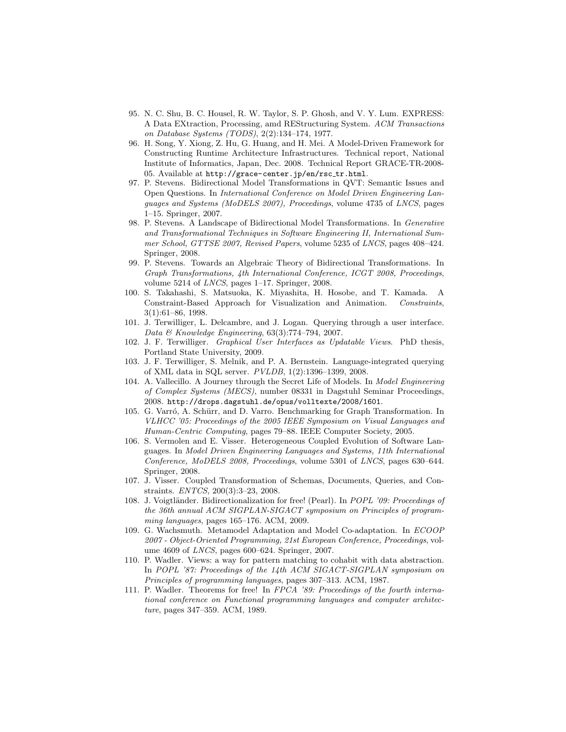95. N. C. Shu, B. C. Housel, R. W. Taylor, S. P. Ghosh, and V. Y. Lum. EXPRESS: A Data EXtraction, Processing, amd REStructuring System. *ACM Transactions on Database Systems (TODS)*, 2(2):134–174, 1977.
96. H. Song, Y. Xiong, Z. Hu, G. Huang, and H. Mei. A Model-Driven Framework for Constructing Runtime Architecture Infrastructures. Technical report, National Institute of Informatics, Japan, Dec. 2008. Technical Report GRACE-TR-2008-05. Available at `http://grace-center.jp/en/rsc_tr.html`.
97. P. Stevens. Bidirectional Model Transformations in QVT: Semantic Issues and Open Questions. In *International Conference on Model Driven Engineering Languages and Systems (MoDELS 2007), Proceedings*, volume 4735 of *LNCS*, pages 1–15. Springer, 2007.
98. P. Stevens. A Landscape of Bidirectional Model Transformations. In *Generative and Transformational Techniques in Software Engineering II, International Summer School, GTTSE 2007, Revised Papers*, volume 5235 of *LNCS*, pages 408–424. Springer, 2008.
99. P. Stevens. Towards an Algebraic Theory of Bidirectional Transformations. In *Graph Transformations, 4th International Conference, ICGT 2008, Proceedings*, volume 5214 of *LNCS*, pages 1–17. Springer, 2008.
100. S. Takahashi, S. Matsuoka, K. Miyashita, H. Hosobe, and T. Kamada. A Constraint-Based Approach for Visualization and Animation. *Constraints*, 3(1):61–86, 1998.
101. J. Terwilliger, L. Delcambre, and J. Logan. Querying through a user interface. *Data & Knowledge Engineering*, 63(3):774–794, 2007.
102. J. F. Terwilliger. *Graphical User Interfaces as Updatable Views*. PhD thesis, Portland State University, 2009.
103. J. F. Terwilliger, S. Melnik, and P. A. Bernstein. Language-integrated querying of XML data in SQL server. *PVLDB*, 1(2):1396–1399, 2008.
104. A. Vallecillo. A Journey through the Secret Life of Models. In *Model Engineering of Complex Systems (MECS)*, number 08331 in Dagstuhl Seminar Proceedings, 2008. `http://drops.dagstuhl.de/opus/volltexte/2008/1601`.
105. G. Varró, A. Schürr, and D. Varro. Benchmarking for Graph Transformation. In *VLHCC '05: Proceedings of the 2005 IEEE Symposium on Visual Languages and Human-Centric Computing*, pages 79–88. IEEE Computer Society, 2005.
106. S. Vermolen and E. Visser. Heterogeneous Coupled Evolution of Software Languages. In *Model Driven Engineering Languages and Systems, 11th International Conference, MoDELS 2008, Proceedings*, volume 5301 of *LNCS*, pages 630–644. Springer, 2008.
107. J. Visser. Coupled Transformation of Schemas, Documents, Queries, and Constraints. *ENTCS*, 200(3):3–23, 2008.
108. J. Voigtländer. Bidirectionalization for free! (Pearl). In *POPL '09: Proceedings of the 36th annual ACM SIGPLAN-SIGACT symposium on Principles of programming languages*, pages 165–176. ACM, 2009.
109. G. Wachsmuth. Metamodel Adaptation and Model Co-adaptation. In *ECOOP 2007 - Object-Oriented Programming, 21st European Conference, Proceedings*, volume 4609 of *LNCS*, pages 600–624. Springer, 2007.
110. P. Wadler. Views: a way for pattern matching to cohabit with data abstraction. In *POPL '87: Proceedings of the 14th ACM SIGACT-SIGPLAN symposium on Principles of programming languages*, pages 307–313. ACM, 1987.
111. P. Wadler. Theorems for free! In *FPCA '89: Proceedings of the fourth international conference on Functional programming languages and computer architecture*, pages 347–359. ACM, 1989.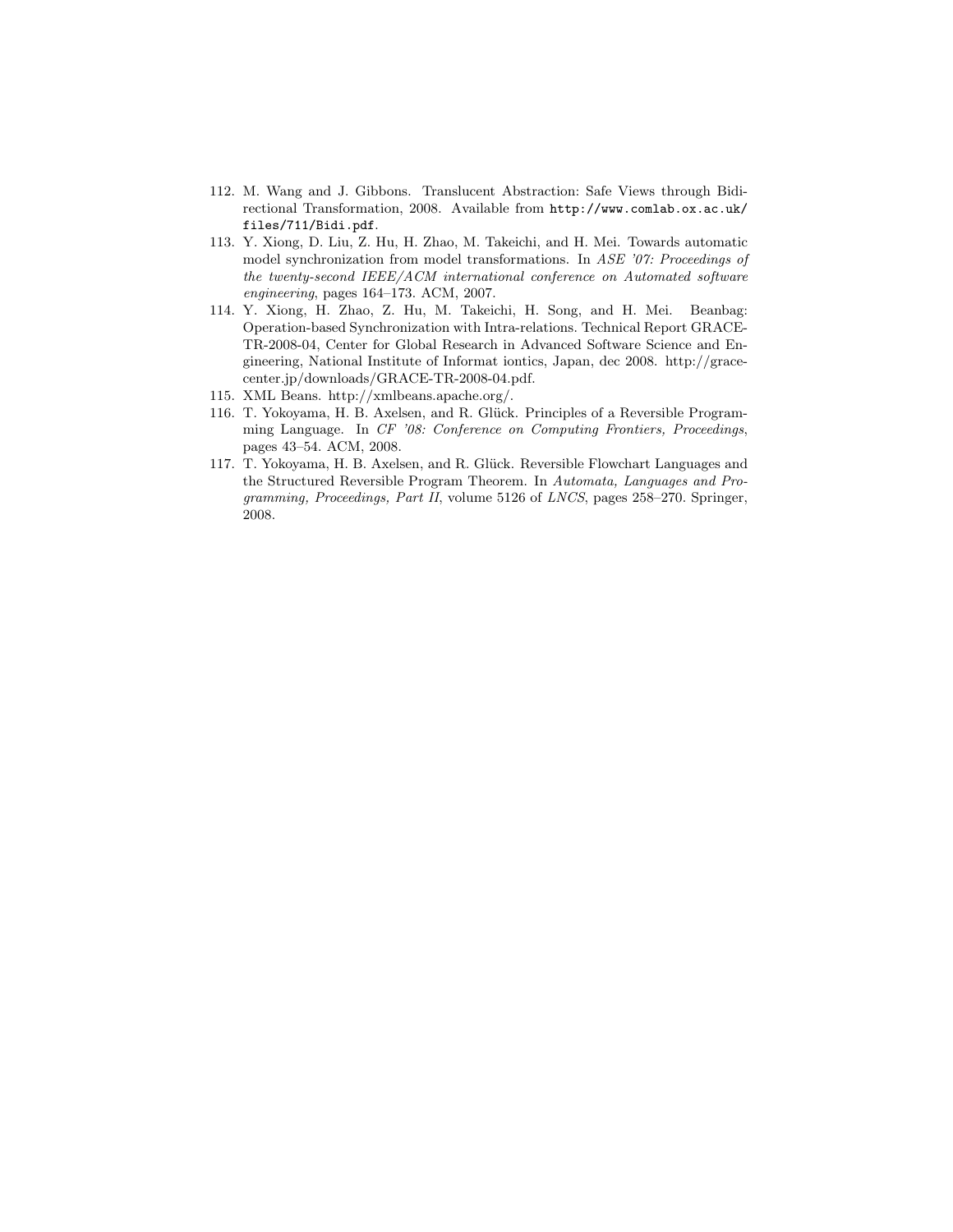112. M. Wang and J. Gibbons. Translucent Abstraction: Safe Views through Bidirectional Transformation, 2008. Available from `http://www.comlab.ox.ac.uk/files/711/Bidi.pdf`.
113. Y. Xiong, D. Liu, Z. Hu, H. Zhao, M. Takeichi, and H. Mei. Towards automatic model synchronization from model transformations. In *ASE '07: Proceedings of the twenty-second IEEE/ACM international conference on Automated software engineering*, pages 164–173. ACM, 2007.
114. Y. Xiong, H. Zhao, Z. Hu, M. Takeichi, H. Song, and H. Mei. Beanbag: Operation-based Synchronization with Intra-relations. Technical Report GRACE-TR-2008-04, Center for Global Research in Advanced Software Science and Engineering, National Institute of Informat iontics, Japan, dec 2008. http://grace-center.jp/downloads/GRACE-TR-2008-04.pdf.
115. XML Beans. http://xmlbeans.apache.org/.
116. T. Yokoyama, H. B. Axelsen, and R. Glück. Principles of a Reversible Programming Language. In *CF '08: Conference on Computing Frontiers, Proceedings*, pages 43–54. ACM, 2008.
117. T. Yokoyama, H. B. Axelsen, and R. Glück. Reversible Flowchart Languages and the Structured Reversible Program Theorem. In *Automata, Languages and Programming, Proceedings, Part II*, volume 5126 of *LNCS*, pages 258–270. Springer, 2008.